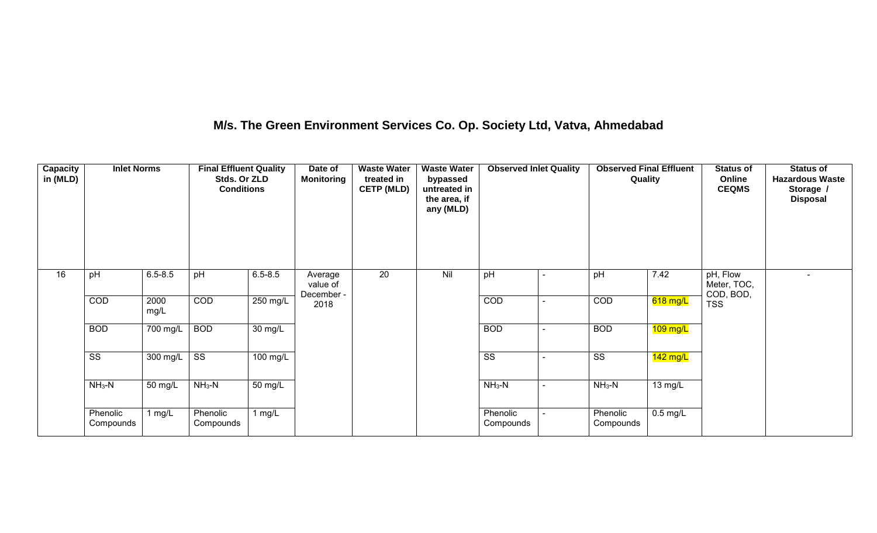## M/s. The Green Environment Services Co. Op. Society Ltd, Vatva, Ahmedabad

| Capacity in (MLD) | Inlet Norms | | Final Effluent Quality Stds. Or ZLD Conditions | | Date of Monitoring | Waste Water treated in CETP (MLD) | Waste Water bypassed untreated in the area, if any (MLD) | Observed Inlet Quality | | Observed Final Effluent Quality | | Status of Online CEQMS | Status of Hazardous Waste Storage / Disposal |
|---|---|---|---|---|---|---|---|---|---|---|---|---|---|
| 16 | pH | 6.5-8.5 | pH | 6.5-8.5 | Average value of December - 2018 | 20 | Nil | pH | - | pH | 7.42 | pH, Flow Meter, TOC, COD, BOD, TSS | - |
| | COD | 2000 mg/L | COD | 250 mg/L | | | | COD | - | COD | 618 mg/L | | |
| | BOD | 700 mg/L | BOD | 30 mg/L | | | | BOD | - | BOD | 109 mg/L | | |
| | SS | 300 mg/L | SS | 100 mg/L | | | | SS | - | SS | 142 mg/L | | |
| | $NH_3$-N | 50 mg/L | $NH_3$-N | 50 mg/L | | | | $NH_3$-N | - | $NH_3$-N | 13 mg/L | | |
| | Phenolic Compounds | 1 mg/L | Phenolic Compounds | 1 mg/L | | | | Phenolic Compounds | - | Phenolic Compounds | 0.5 mg/L | | |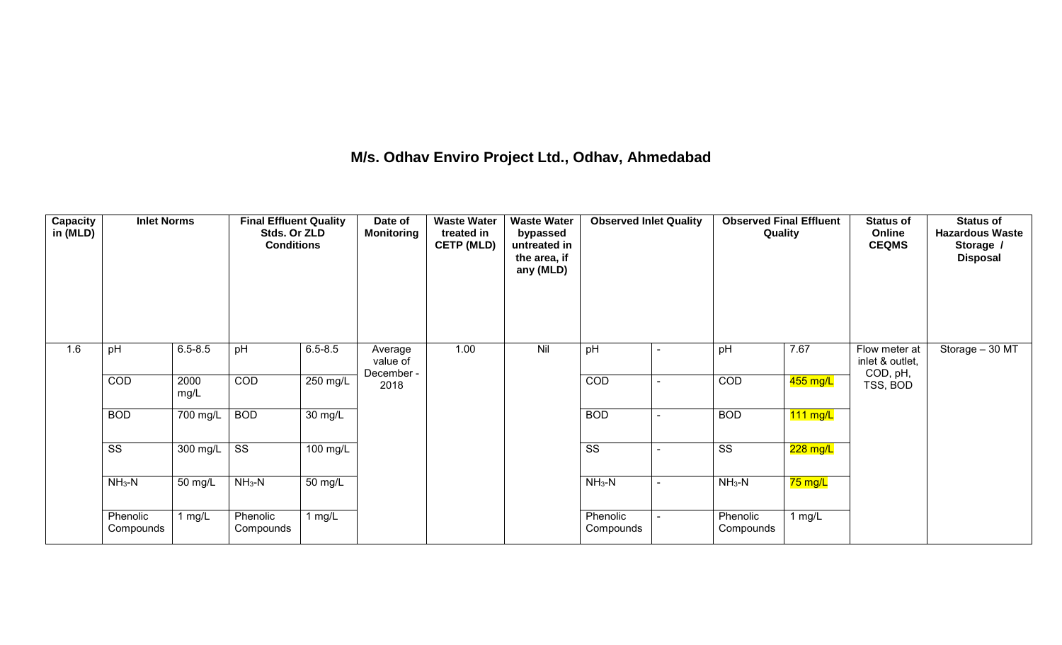## M/s. Odhav Enviro Project Ltd., Odhav, Ahmedabad

| Capacity in (MLD) | Inlet Norms | | Final Effluent Quality Stds. Or ZLD Conditions | | Date of Monitoring | Waste Water treated in CETP (MLD) | Waste Water bypassed untreated in the area, if any (MLD) | Observed Inlet Quality | | Observed Final Effluent Quality | | Status of Online CEQMS | Status of Hazardous Waste Storage / Disposal |
|---|---|---|---|---|---|---|---|---|---|---|---|---|---|
| 1.6 | pH | 6.5-8.5 | pH | 6.5-8.5 | Average value of December - 2018 | 1.00 | Nil | pH | - | pH | 7.67 | Flow meter at inlet & outlet, COD, pH, TSS, BOD | Storage – 30 MT |
| | COD | 2000 mg/L | COD | 250 mg/L | | | | COD | - | COD | 455 mg/L | | |
| | BOD | 700 mg/L | BOD | 30 mg/L | | | | BOD | - | BOD | 111 mg/L | | |
| | SS | 300 mg/L | SS | 100 mg/L | | | | SS | - | SS | 228 mg/L | | |
| | $NH_3$-N | 50 mg/L | $NH_3$-N | 50 mg/L | | | | $NH_3$-N | - | $NH_3$-N | 75 mg/L | | |
| | Phenolic Compounds | 1 mg/L | Phenolic Compounds | 1 mg/L | | | | Phenolic Compounds | - | Phenolic Compounds | 1 mg/L | | |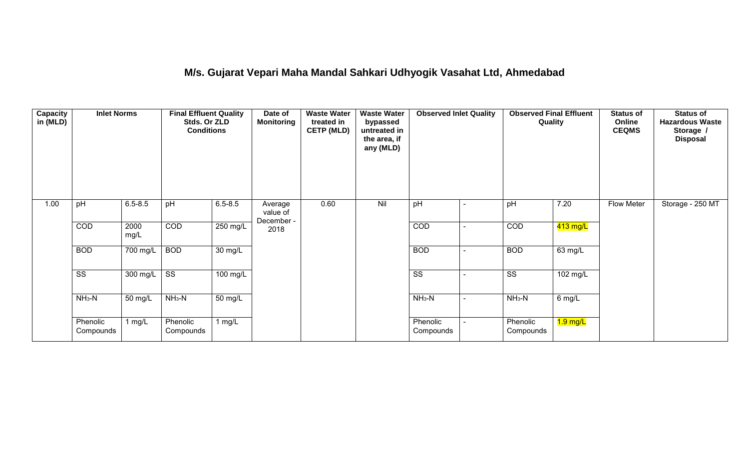# M/s. Gujarat Vepari Maha Mandal Sahkari Udhyogik Vasahat Ltd, Ahmedabad

| Capacity in (MLD) | Inlet Norms | | Final Effluent Quality Stds. Or ZLD Conditions | | Date of Monitoring | Waste Water treated in CETP (MLD) | Waste Water bypassed untreated in the area, if any (MLD) | Observed Inlet Quality | | Observed Final Effluent Quality | | Status of Online CEQMS | Status of Hazardous Waste Storage / Disposal |
|---|---|---|---|---|---|---|---|---|---|---|---|---|---|
| 1.00 | pH | 6.5-8.5 | pH | 6.5-8.5 | Average value of December - 2018 | 0.60 | Nil | pH | - | pH | 7.20 | Flow Meter | Storage - 250 MT |
| | COD | 2000 mg/L | COD | 250 mg/L | | | | COD | - | COD | 413 mg/L | | |
| | BOD | 700 mg/L | BOD | 30 mg/L | | | | BOD | - | BOD | 63 mg/L | | |
| | SS | 300 mg/L | SS | 100 mg/L | | | | SS | - | SS | 102 mg/L | | |
| | $NH_3$-N | 50 mg/L | $NH_3$-N | 50 mg/L | | | | $NH_3$-N | - | $NH_3$-N | 6 mg/L | | |
| | Phenolic Compounds | 1 mg/L | Phenolic Compounds | 1 mg/L | | | | Phenolic Compounds | - | Phenolic Compounds | 1.9 mg/L | | |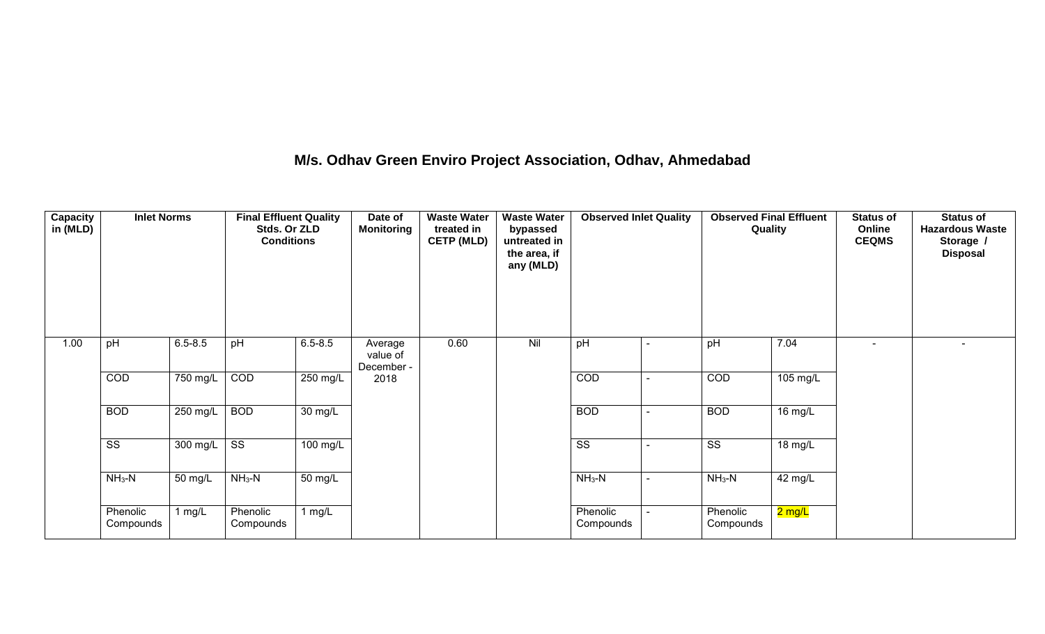# M/s. Odhav Green Enviro Project Association, Odhav, Ahmedabad

| Capacity in (MLD) | Inlet Norms | | Final Effluent Quality Stds. Or ZLD Conditions | | Date of Monitoring | Waste Water treated in CETP (MLD) | Waste Water bypassed untreated in the area, if any (MLD) | Observed Inlet Quality | | Observed Final Effluent Quality | | Status of Online CEQMS | Status of Hazardous Waste Storage / Disposal |
|---|---|---|---|---|---|---|---|---|---|---|---|---|---|
| 1.00 | pH | 6.5-8.5 | pH | 6.5-8.5 | Average value of December - 2018 | 0.60 | Nil | pH | - | pH | 7.04 | - | - |
| | COD | 750 mg/L | COD | 250 mg/L | | | | COD | - | COD | 105 mg/L | | |
| | BOD | 250 mg/L | BOD | 30 mg/L | | | | BOD | - | BOD | 16 mg/L | | |
| | SS | 300 mg/L | SS | 100 mg/L | | | | SS | - | SS | 18 mg/L | | |
| | $NH_3$-N | 50 mg/L | $NH_3$-N | 50 mg/L | | | | $NH_3$-N | - | $NH_3$-N | 42 mg/L | | |
| | Phenolic Compounds | 1 mg/L | Phenolic Compounds | 1 mg/L | | | | Phenolic Compounds | - | Phenolic Compounds | 2 mg/L | | |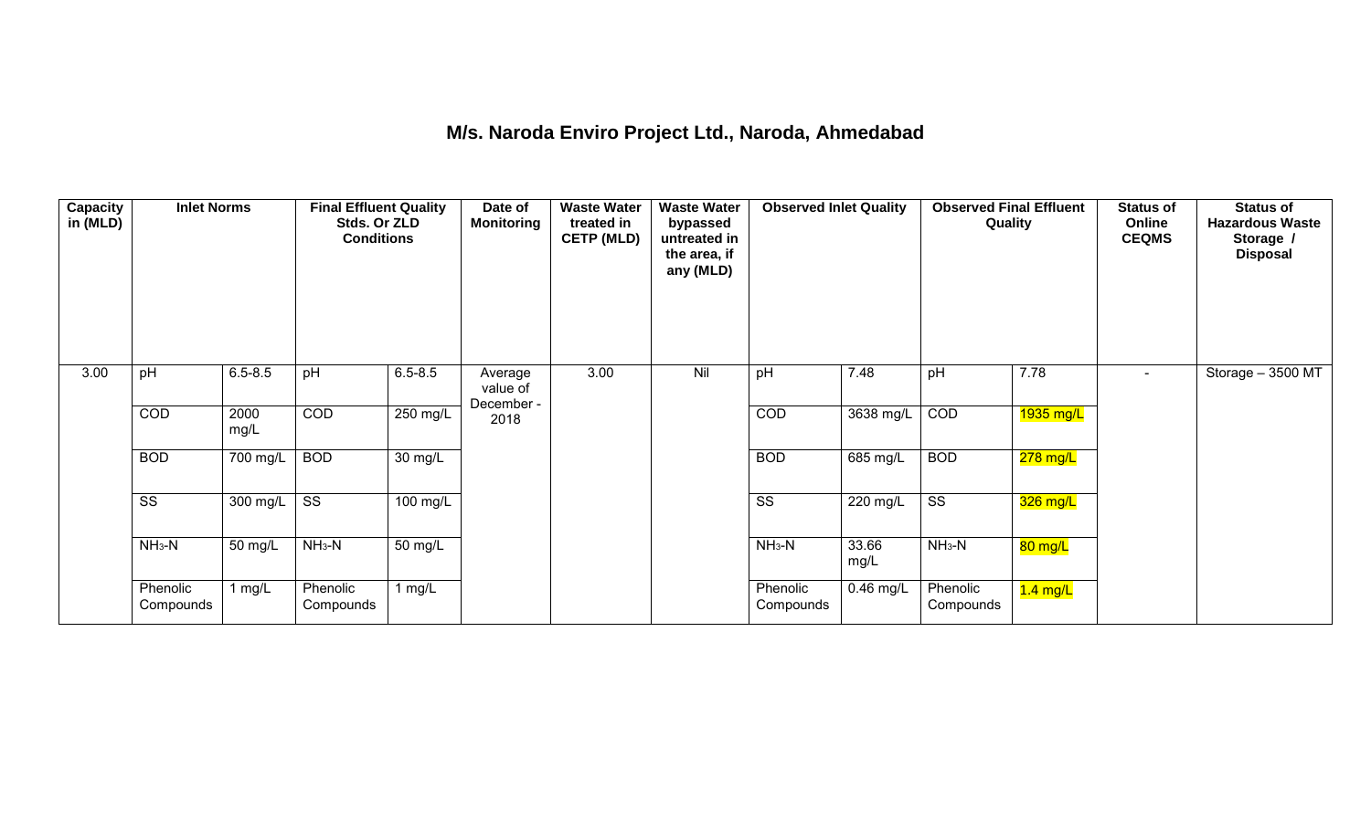# M/s. Naroda Enviro Project Ltd., Naroda, Ahmedabad

| Capacity in (MLD) | Inlet Norms | | Final Effluent Quality Stds. Or ZLD Conditions | | Date of Monitoring | Waste Water treated in CETP (MLD) | Waste Water bypassed untreated in the area, if any (MLD) | Observed Inlet Quality | | Observed Final Effluent Quality | | Status of Online CEQMS | Status of Hazardous Waste Storage / Disposal |
|---|---|---|---|---|---|---|---|---|---|---|---|---|---|
| 3.00 | pH | 6.5-8.5 | pH | 6.5-8.5 | Average value of December - 2018 | 3.00 | Nil | pH | 7.48 | pH | 7.78 | - | Storage – 3500 MT |
| | COD | 2000 mg/L | COD | 250 mg/L | | | | COD | 3638 mg/L | COD | 1935 mg/L | | |
| | BOD | 700 mg/L | BOD | 30 mg/L | | | | BOD | 685 mg/L | BOD | 278 mg/L | | |
| | SS | 300 mg/L | SS | 100 mg/L | | | | SS | 220 mg/L | SS | 326 mg/L | | |
| | $NH_3$-N | 50 mg/L | $NH_3$-N | 50 mg/L | | | | $NH_3$-N | 33.66 mg/L | $NH_3$-N | 80 mg/L | | |
| | Phenolic Compounds | 1 mg/L | Phenolic Compounds | 1 mg/L | | | | Phenolic Compounds | 0.46 mg/L | Phenolic Compounds | 1.4 mg/L | | |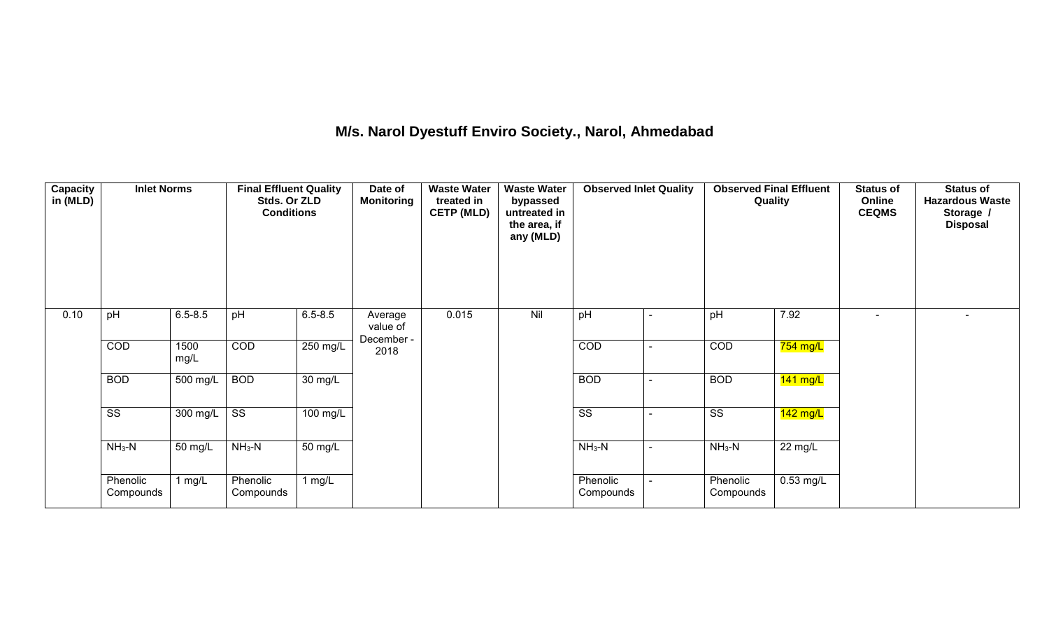# M/s. Narol Dyestuff Enviro Society., Narol, Ahmedabad

| Capacity in (MLD) | Inlet Norms | | Final Effluent Quality Stds. Or ZLD Conditions | | Date of Monitoring | Waste Water treated in CETP (MLD) | Waste Water bypassed untreated in the area, if any (MLD) | Observed Inlet Quality | | Observed Final Effluent Quality | | Status of Online CEQMS | Status of Hazardous Waste Storage / Disposal |
|---|---|---|---|---|---|---|---|---|---|---|---|---|---|
| 0.10 | pH | 6.5-8.5 | pH | 6.5-8.5 | Average value of December - 2018 | 0.015 | Nil | pH | - | pH | 7.92 | - | - |
| | COD | 1500 mg/L | COD | 250 mg/L | | | | COD | - | COD | 754 mg/L | | |
| | BOD | 500 mg/L | BOD | 30 mg/L | | | | BOD | - | BOD | 141 mg/L | | |
| | SS | 300 mg/L | SS | 100 mg/L | | | | SS | - | SS | 142 mg/L | | |
| | $NH_3$-N | 50 mg/L | $NH_3$-N | 50 mg/L | | | | $NH_3$-N | - | $NH_3$-N | 22 mg/L | | |
| | Phenolic Compounds | 1 mg/L | Phenolic Compounds | 1 mg/L | | | | Phenolic Compounds | - | Phenolic Compounds | 0.53 mg/L | | |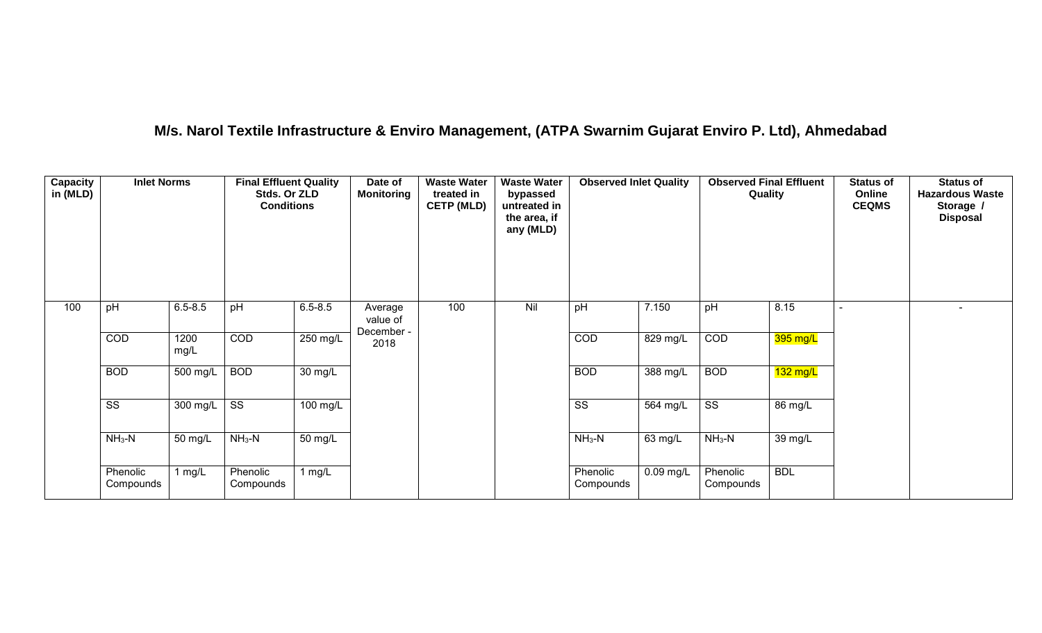# M/s. Narol Textile Infrastructure & Enviro Management, (ATPA Swarnim Gujarat Enviro P. Ltd), Ahmedabad

| Capacity in (MLD) | Inlet Norms | | Final Effluent Quality Stds. Or ZLD Conditions | | Date of Monitoring | Waste Water treated in CETP (MLD) | Waste Water bypassed untreated in the area, if any (MLD) | Observed Inlet Quality | | Observed Final Effluent Quality | | Status of Online CEQMS | Status of Hazardous Waste Storage / Disposal |
|---|---|---|---|---|---|---|---|---|---|---|---|---|---|
| 100 | pH | 6.5-8.5 | pH | 6.5-8.5 | Average value of December - 2018 | 100 | Nil | pH | 7.150 | pH | 8.15 | - | - |
| | COD | 1200 mg/L | COD | 250 mg/L | | | | COD | 829 mg/L | COD | 395 mg/L | | |
| | BOD | 500 mg/L | BOD | 30 mg/L | | | | BOD | 388 mg/L | BOD | 132 mg/L | | |
| | SS | 300 mg/L | SS | 100 mg/L | | | | SS | 564 mg/L | SS | 86 mg/L | | |
| | $NH_3$-N | 50 mg/L | $NH_3$-N | 50 mg/L | | | | $NH_3$-N | 63 mg/L | $NH_3$-N | 39 mg/L | | |
| | Phenolic Compounds | 1 mg/L | Phenolic Compounds | 1 mg/L | | | | Phenolic Compounds | 0.09 mg/L | Phenolic Compounds | BDL | | |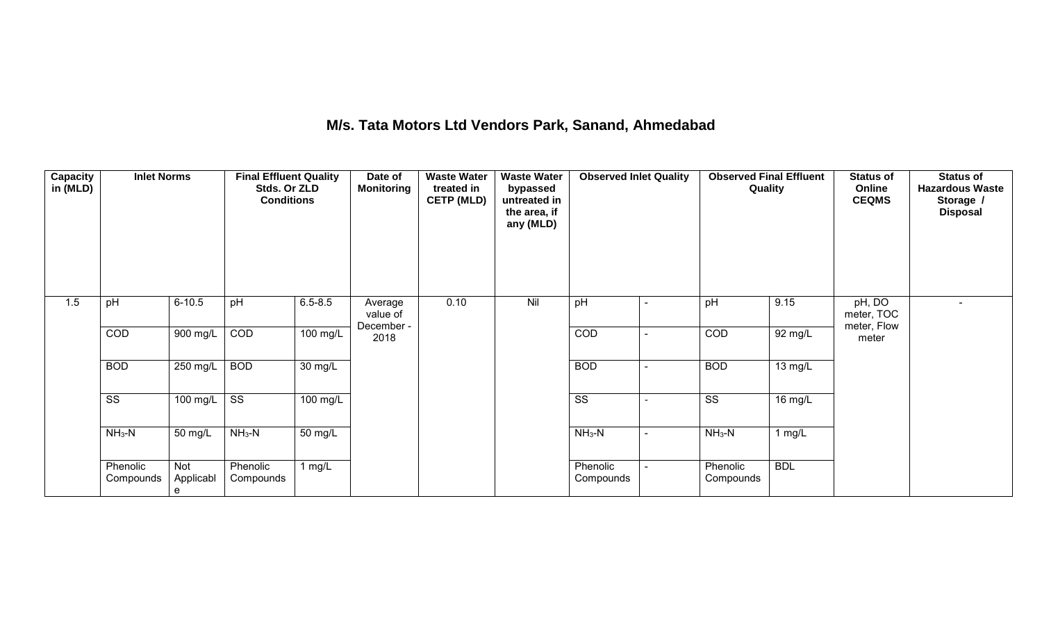## M/s. Tata Motors Ltd Vendors Park, Sanand, Ahmedabad

| Capacity in (MLD) | Inlet Norms | | Final Effluent Quality Stds. Or ZLD Conditions | | Date of Monitoring | Waste Water treated in CETP (MLD) | Waste Water bypassed untreated in the area, if any (MLD) | Observed Inlet Quality | | Observed Final Effluent Quality | | Status of Online CEQMS | Status of Hazardous Waste Storage / Disposal |
|---|---|---|---|---|---|---|---|---|---|---|---|---|---|
| 1.5 | pH | 6-10.5 | pH | 6.5-8.5 | Average value of December - 2018 | 0.10 | Nil | pH | - | pH | 9.15 | pH, DO meter, TOC meter, Flow meter | - |
| | COD | 900 mg/L | COD | 100 mg/L | | | | COD | - | COD | 92 mg/L | | |
| | BOD | 250 mg/L | BOD | 30 mg/L | | | | BOD | - | BOD | 13 mg/L | | |
| | SS | 100 mg/L | SS | 100 mg/L | | | | SS | - | SS | 16 mg/L | | |
| | $NH_3$-N | 50 mg/L | $NH_3$-N | 50 mg/L | | | | $NH_3$-N | - | $NH_3$-N | 1 mg/L | | |
| | Phenolic Compounds | Not Applicable | Phenolic Compounds | 1 mg/L | | | | Phenolic Compounds | - | Phenolic Compounds | BDL | | |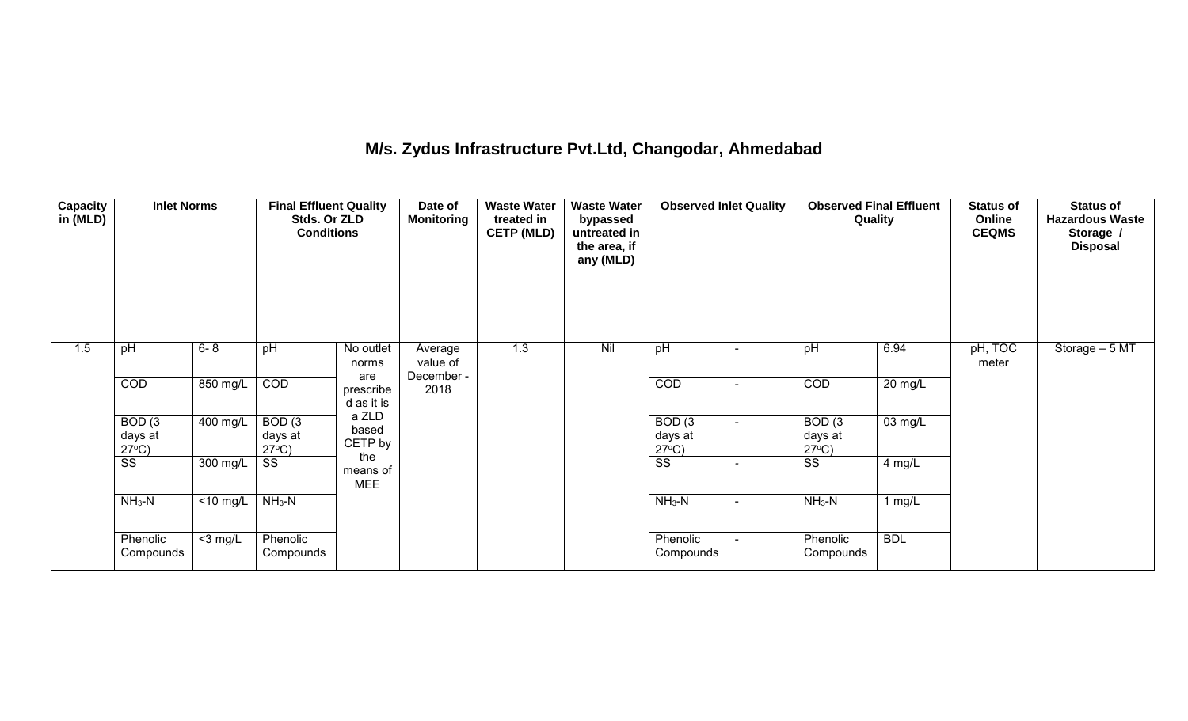# M/s. Zydus Infrastructure Pvt.Ltd, Changodar, Ahmedabad

| Capacity in (MLD) | Inlet Norms | | Final Effluent Quality Stds. Or ZLD Conditions | | Date of Monitoring | Waste Water treated in CETP (MLD) | Waste Water bypassed untreated in the area, if any (MLD) | Observed Inlet Quality | | Observed Final Effluent Quality | | Status of Online CEQMS | Status of Hazardous Waste Storage / Disposal |
|---|---|---|---|---|---|---|---|---|---|---|---|---|---|
| 1.5 | pH | 6- 8 | pH | No outlet norms are prescribed as it is a ZLD based CETP by the means of MEE | Average value of December - 2018 | 1.3 | Nil | pH | - | pH | 6.94 | pH, TOC meter | Storage – 5 MT |
| | COD | 850 mg/L | COD | | | | | COD | - | COD | 20 mg/L | | |
| | BOD (3 days at 27°C) | 400 mg/L | BOD (3 days at 27°C) | | | | | BOD (3 days at 27°C) | - | BOD (3 days at 27°C) | 03 mg/L | | |
| | SS | 300 mg/L | SS | | | | | SS | - | SS | 4 mg/L | | |
| | $NH_3$-N | <10 mg/L | $NH_3$-N | | | | | $NH_3$-N | - | $NH_3$-N | 1 mg/L | | |
| | Phenolic Compounds | <3 mg/L | Phenolic Compounds | | | | | Phenolic Compounds | - | Phenolic Compounds | BDL | | |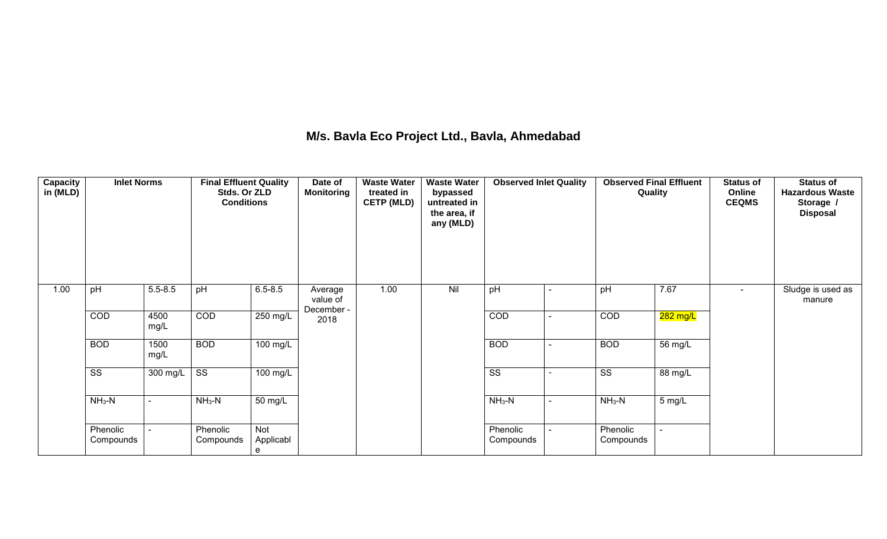# M/s. Bavla Eco Project Ltd., Bavla, Ahmedabad

| Capacity in (MLD) | Inlet Norms | | Final Effluent Quality Stds. Or ZLD Conditions | | Date of Monitoring | Waste Water treated in CETP (MLD) | Waste Water bypassed untreated in the area, if any (MLD) | Observed Inlet Quality | | Observed Final Effluent Quality | | Status of Online CEQMS | Status of Hazardous Waste Storage / Disposal |
|---|---|---|---|---|---|---|---|---|---|---|---|---|---|
| 1.00 | pH | 5.5-8.5 | pH | 6.5-8.5 | Average value of December - 2018 | 1.00 | Nil | pH | - | pH | 7.67 | - | Sludge is used as manure |
| | COD | 4500 mg/L | COD | 250 mg/L | | | | COD | - | COD | 282 mg/L | | |
| | BOD | 1500 mg/L | BOD | 100 mg/L | | | | BOD | - | BOD | 56 mg/L | | |
| | SS | 300 mg/L | SS | 100 mg/L | | | | SS | - | SS | 88 mg/L | | |
| | $NH_3$-N | - | $NH_3$-N | 50 mg/L | | | | $NH_3$-N | - | $NH_3$-N | 5 mg/L | | |
| | Phenolic Compounds | - | Phenolic Compounds | Not Applicable | | | | Phenolic Compounds | - | Phenolic Compounds | - | | |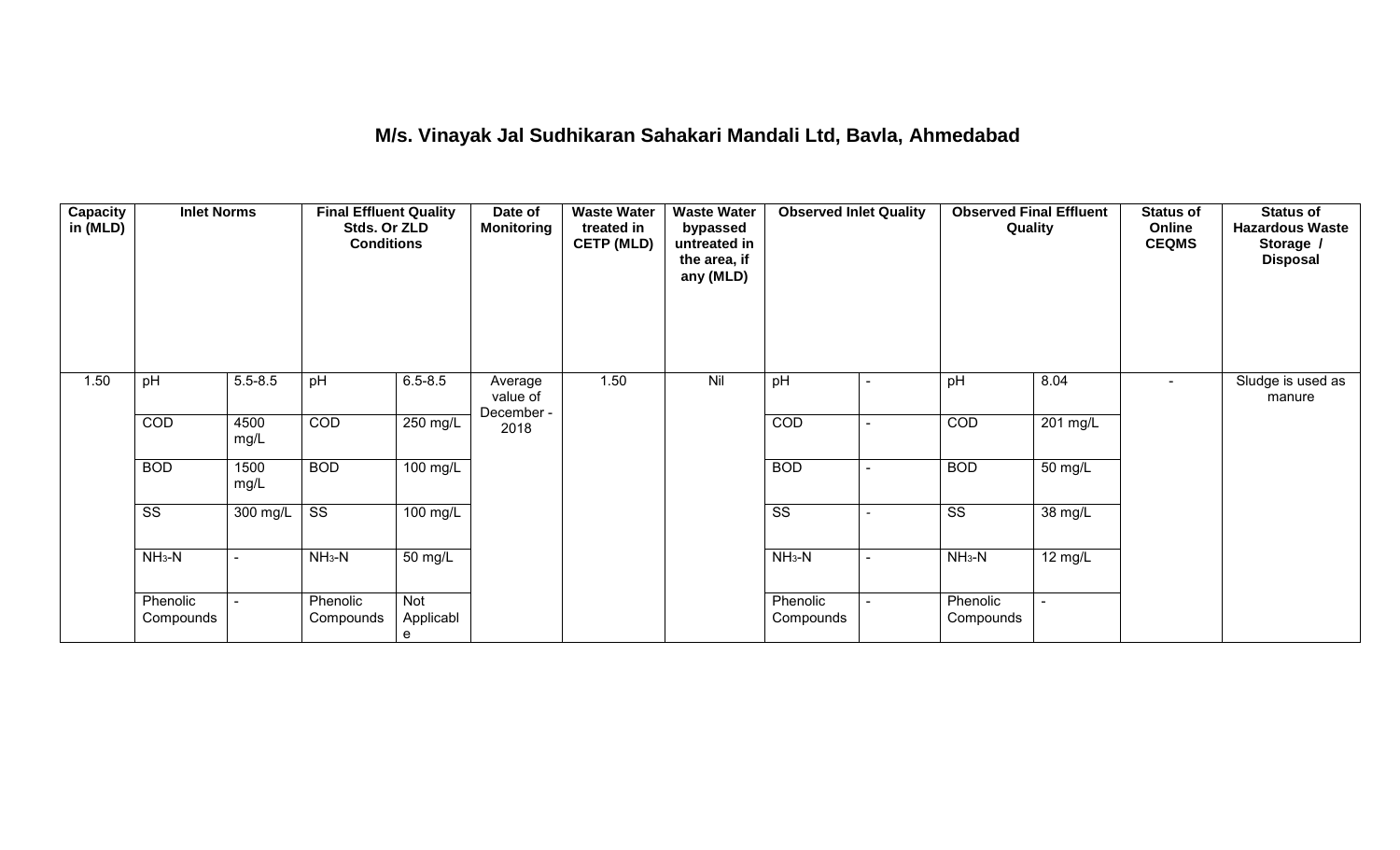# M/s. Vinayak Jal Sudhikaran Sahakari Mandali Ltd, Bavla, Ahmedabad

| Capacity in (MLD) | Inlet Norms | | Final Effluent Quality Stds. Or ZLD Conditions | | Date of Monitoring | Waste Water treated in CETP (MLD) | Waste Water bypassed untreated in the area, if any (MLD) | Observed Inlet Quality | | Observed Final Effluent Quality | | Status of Online CEQMS | Status of Hazardous Waste Storage / Disposal |
|---|---|---|---|---|---|---|---|---|---|---|---|---|---|
| 1.50 | pH | 5.5-8.5 | pH | 6.5-8.5 | Average value of December - 2018 | 1.50 | Nil | pH | - | pH | 8.04 | - | Sludge is used as manure |
| | COD | 4500 mg/L | COD | 250 mg/L | | | | COD | - | COD | 201 mg/L | | |
| | BOD | 1500 mg/L | BOD | 100 mg/L | | | | BOD | - | BOD | 50 mg/L | | |
| | SS | 300 mg/L | SS | 100 mg/L | | | | SS | - | SS | 38 mg/L | | |
| | $NH_3$-N | - | $NH_3$-N | 50 mg/L | | | | $NH_3$-N | - | $NH_3$-N | 12 mg/L | | |
| | Phenolic Compounds | - | Phenolic Compounds | Not Applicable | | | | Phenolic Compounds | - | Phenolic Compounds | - | | |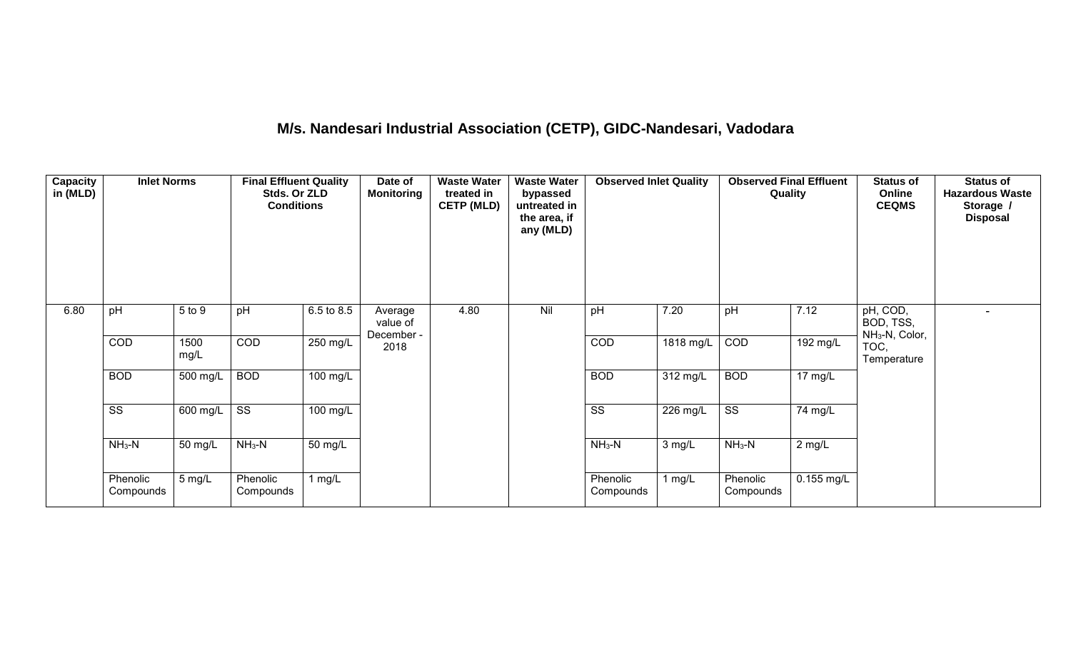# M/s. Nandesari Industrial Association (CETP), GIDC-Nandesari, Vadodara

| Capacity in (MLD) | Inlet Norms | | Final Effluent Quality Stds. Or ZLD Conditions | | Date of Monitoring | Waste Water treated in CETP (MLD) | Waste Water bypassed untreated in the area, if any (MLD) | Observed Inlet Quality | | Observed Final Effluent Quality | | Status of Online CEQMS | Status of Hazardous Waste Storage / Disposal |
|---|---|---|---|---|---|---|---|---|---|---|---|---|---|
| 6.80 | pH | 5 to 9 | pH | 6.5 to 8.5 | Average value of December - 2018 | 4.80 | Nil | pH | 7.20 | pH | 7.12 | pH, COD, BOD, TSS, $NH_3$-N, Color, TOC, Temperature | - |
| | COD | 1500 mg/L | COD | 250 mg/L | | | | COD | 1818 mg/L | COD | 192 mg/L | | |
| | BOD | 500 mg/L | BOD | 100 mg/L | | | | BOD | 312 mg/L | BOD | 17 mg/L | | |
| | SS | 600 mg/L | SS | 100 mg/L | | | | SS | 226 mg/L | SS | 74 mg/L | | |
| | $NH_3$-N | 50 mg/L | $NH_3$-N | 50 mg/L | | | | $NH_3$-N | 3 mg/L | $NH_3$-N | 2 mg/L | | |
| | Phenolic Compounds | 5 mg/L | Phenolic Compounds | 1 mg/L | | | | Phenolic Compounds | 1 mg/L | Phenolic Compounds | 0.155 mg/L | | |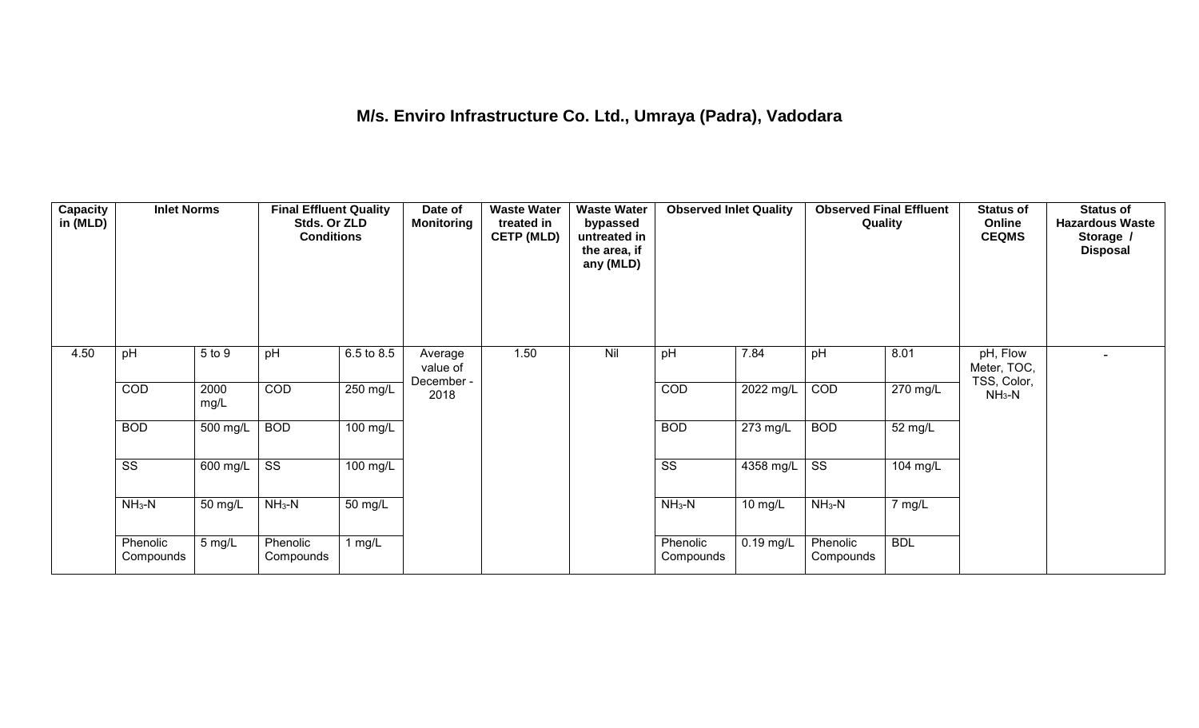# M/s. Enviro Infrastructure Co. Ltd., Umraya (Padra), Vadodara

| Capacity in (MLD) | Inlet Norms | | Final Effluent Quality Stds. Or ZLD Conditions | | Date of Monitoring | Waste Water treated in CETP (MLD) | Waste Water bypassed untreated in the area, if any (MLD) | Observed Inlet Quality | | Observed Final Effluent Quality | | Status of Online CEQMS | Status of Hazardous Waste Storage / Disposal |
|---|---|---|---|---|---|---|---|---|---|---|---|---|---|
| 4.50 | pH | 5 to 9 | pH | 6.5 to 8.5 | Average value of December - 2018 | 1.50 | Nil | pH | 7.84 | pH | 8.01 | pH, Flow Meter, TOC, TSS, Color, $NH_3$-N | - |
| | COD | 2000 mg/L | COD | 250 mg/L | | | | COD | 2022 mg/L | COD | 270 mg/L | | |
| | BOD | 500 mg/L | BOD | 100 mg/L | | | | BOD | 273 mg/L | BOD | 52 mg/L | | |
| | SS | 600 mg/L | SS | 100 mg/L | | | | SS | 4358 mg/L | SS | 104 mg/L | | |
| | $NH_3$-N | 50 mg/L | $NH_3$-N | 50 mg/L | | | | $NH_3$-N | 10 mg/L | $NH_3$-N | 7 mg/L | | |
| | Phenolic Compounds | 5 mg/L | Phenolic Compounds | 1 mg/L | | | | Phenolic Compounds | 0.19 mg/L | Phenolic Compounds | BDL | | |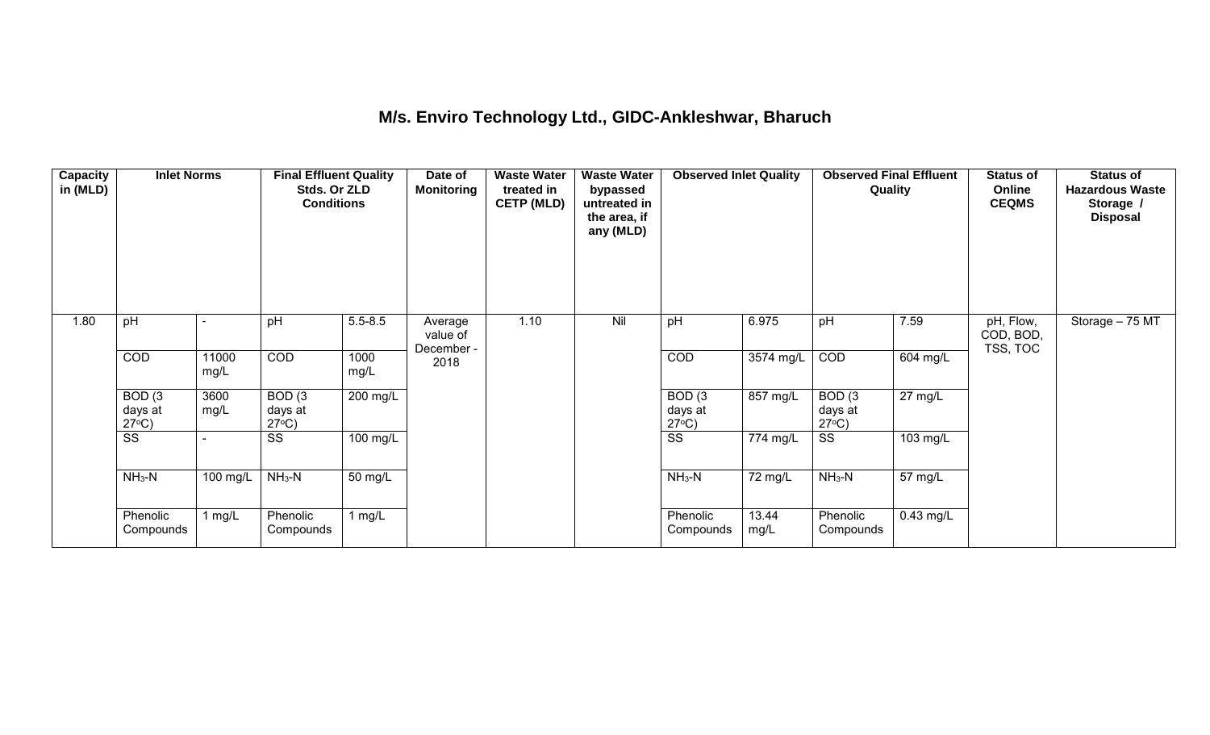## M/s. Enviro Technology Ltd., GIDC-Ankleshwar, Bharuch

| Capacity in (MLD) | Inlet Norms | | Final Effluent Quality Stds. Or ZLD Conditions | | Date of Monitoring | Waste Water treated in CETP (MLD) | Waste Water bypassed untreated in the area, if any (MLD) | Observed Inlet Quality | | Observed Final Effluent Quality | | Status of Online CEQMS | Status of Hazardous Waste Storage / Disposal |
|---|---|---|---|---|---|---|---|---|---|---|---|---|---|
| 1.80 | pH | - | pH | 5.5-8.5 | Average value of December - 2018 | 1.10 | Nil | pH | 6.975 | pH | 7.59 | pH, Flow, COD, BOD, TSS, TOC | Storage – 75 MT |
| | COD | 11000 mg/L | COD | 1000 mg/L | | | | COD | 3574 mg/L | COD | 604 mg/L | | |
| | BOD (3 days at 27°C) | 3600 mg/L | BOD (3 days at 27°C) | 200 mg/L | | | | BOD (3 days at 27°C) | 857 mg/L | BOD (3 days at 27°C) | 27 mg/L | | |
| | SS | - | SS | 100 mg/L | | | | SS | 774 mg/L | SS | 103 mg/L | | |
| | $NH_3$-N | 100 mg/L | $NH_3$-N | 50 mg/L | | | | $NH_3$-N | 72 mg/L | $NH_3$-N | 57 mg/L | | |
| | Phenolic Compounds | 1 mg/L | Phenolic Compounds | 1 mg/L | | | | Phenolic Compounds | 13.44 mg/L | Phenolic Compounds | 0.43 mg/L | | |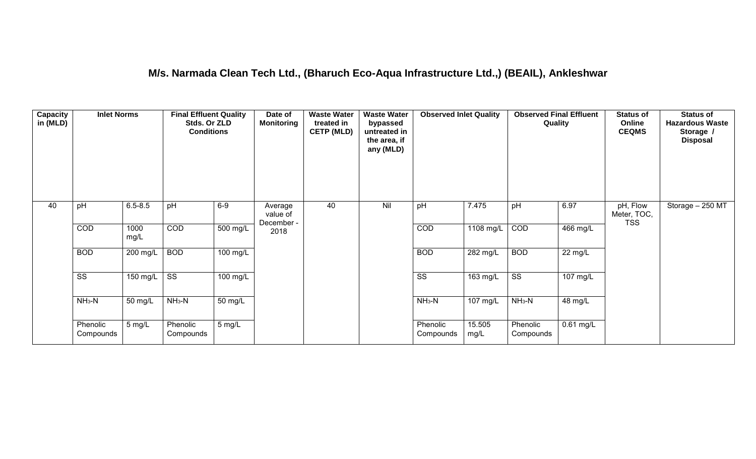## M/s. Narmada Clean Tech Ltd., (Bharuch Eco-Aqua Infrastructure Ltd.,) (BEAIL), Ankleshwar

| Capacity in (MLD) | Inlet Norms | | Final Effluent Quality Stds. Or ZLD Conditions | | Date of Monitoring | Waste Water treated in CETP (MLD) | Waste Water bypassed untreated in the area, if any (MLD) | Observed Inlet Quality | | Observed Final Effluent Quality | | Status of Online CEQMS | Status of Hazardous Waste Storage / Disposal |
|---|---|---|---|---|---|---|---|---|---|---|---|---|---|
| 40 | pH | 6.5-8.5 | pH | 6-9 | Average value of December - 2018 | 40 | Nil | pH | 7.475 | pH | 6.97 | pH, Flow Meter, TOC, TSS | Storage – 250 MT |
| | COD | 1000 mg/L | COD | 500 mg/L | | | | COD | 1108 mg/L | COD | 466 mg/L | | |
| | BOD | 200 mg/L | BOD | 100 mg/L | | | | BOD | 282 mg/L | BOD | 22 mg/L | | |
| | SS | 150 mg/L | SS | 100 mg/L | | | | SS | 163 mg/L | SS | 107 mg/L | | |
| | $NH_3$-N | 50 mg/L | $NH_3$-N | 50 mg/L | | | | $NH_3$-N | 107 mg/L | $NH_3$-N | 48 mg/L | | |
| | Phenolic Compounds | 5 mg/L | Phenolic Compounds | 5 mg/L | | | | Phenolic Compounds | 15.505 mg/L | Phenolic Compounds | 0.61 mg/L | | |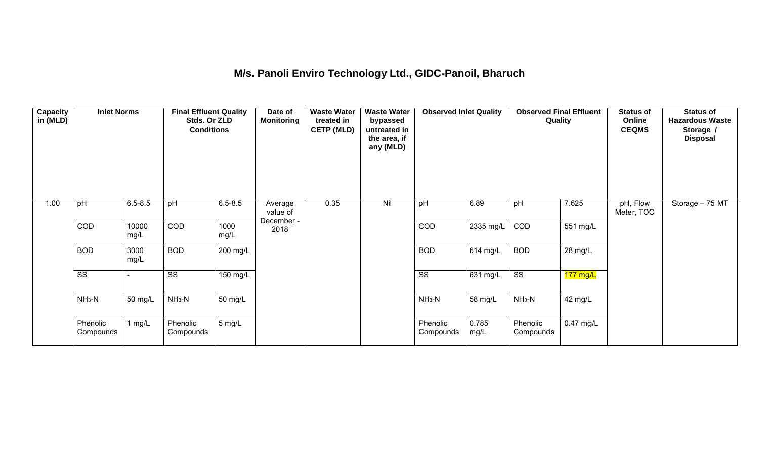# M/s. Panoli Enviro Technology Ltd., GIDC-Panoil, Bharuch

| Capacity in (MLD) | Inlet Norms | | Final Effluent Quality Stds. Or ZLD Conditions | | Date of Monitoring | Waste Water treated in CETP (MLD) | Waste Water bypassed untreated in the area, if any (MLD) | Observed Inlet Quality | | Observed Final Effluent Quality | | Status of Online CEQMS | Status of Hazardous Waste Storage / Disposal |
|---|---|---|---|---|---|---|---|---|---|---|---|---|---|
| 1.00 | pH | 6.5-8.5 | pH | 6.5-8.5 | Average value of December - 2018 | 0.35 | Nil | pH | 6.89 | pH | 7.625 | pH, Flow Meter, TOC | Storage – 75 MT |
| | COD | 10000 mg/L | COD | 1000 mg/L | | | | COD | 2335 mg/L | COD | 551 mg/L | | |
| | BOD | 3000 mg/L | BOD | 200 mg/L | | | | BOD | 614 mg/L | BOD | 28 mg/L | | |
| | SS | - | SS | 150 mg/L | | | | SS | 631 mg/L | SS | 177 mg/L | | |
| | $NH_3$-N | 50 mg/L | $NH_3$-N | 50 mg/L | | | | $NH_3$-N | 58 mg/L | $NH_3$-N | 42 mg/L | | |
| | Phenolic Compounds | 1 mg/L | Phenolic Compounds | 5 mg/L | | | | Phenolic Compounds | 0.785 mg/L | Phenolic Compounds | 0.47 mg/L | | |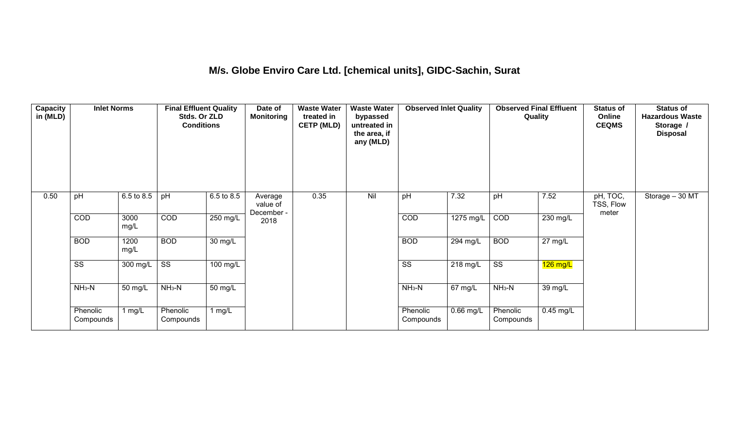## M/s. Globe Enviro Care Ltd. [chemical units], GIDC-Sachin, Surat

| Capacity in (MLD) | Inlet Norms | | Final Effluent Quality Stds. Or ZLD Conditions | | Date of Monitoring | Waste Water treated in CETP (MLD) | Waste Water bypassed untreated in the area, if any (MLD) | Observed Inlet Quality | | Observed Final Effluent Quality | | Status of Online CEQMS | Status of Hazardous Waste Storage / Disposal |
|---|---|---|---|---|---|---|---|---|---|---|---|---|---|
| 0.50 | pH | 6.5 to 8.5 | pH | 6.5 to 8.5 | Average value of December - 2018 | 0.35 | Nil | pH | 7.32 | pH | 7.52 | pH, TOC, TSS, Flow meter | Storage – 30 MT |
| | COD | 3000 mg/L | COD | 250 mg/L | | | | COD | 1275 mg/L | COD | 230 mg/L | | |
| | BOD | 1200 mg/L | BOD | 30 mg/L | | | | BOD | 294 mg/L | BOD | 27 mg/L | | |
| | SS | 300 mg/L | SS | 100 mg/L | | | | SS | 218 mg/L | SS | 126 mg/L | | |
| | $NH_3$-N | 50 mg/L | $NH_3$-N | 50 mg/L | | | | $NH_3$-N | 67 mg/L | $NH_3$-N | 39 mg/L | | |
| | Phenolic Compounds | 1 mg/L | Phenolic Compounds | 1 mg/L | | | | Phenolic Compounds | 0.66 mg/L | Phenolic Compounds | 0.45 mg/L | | |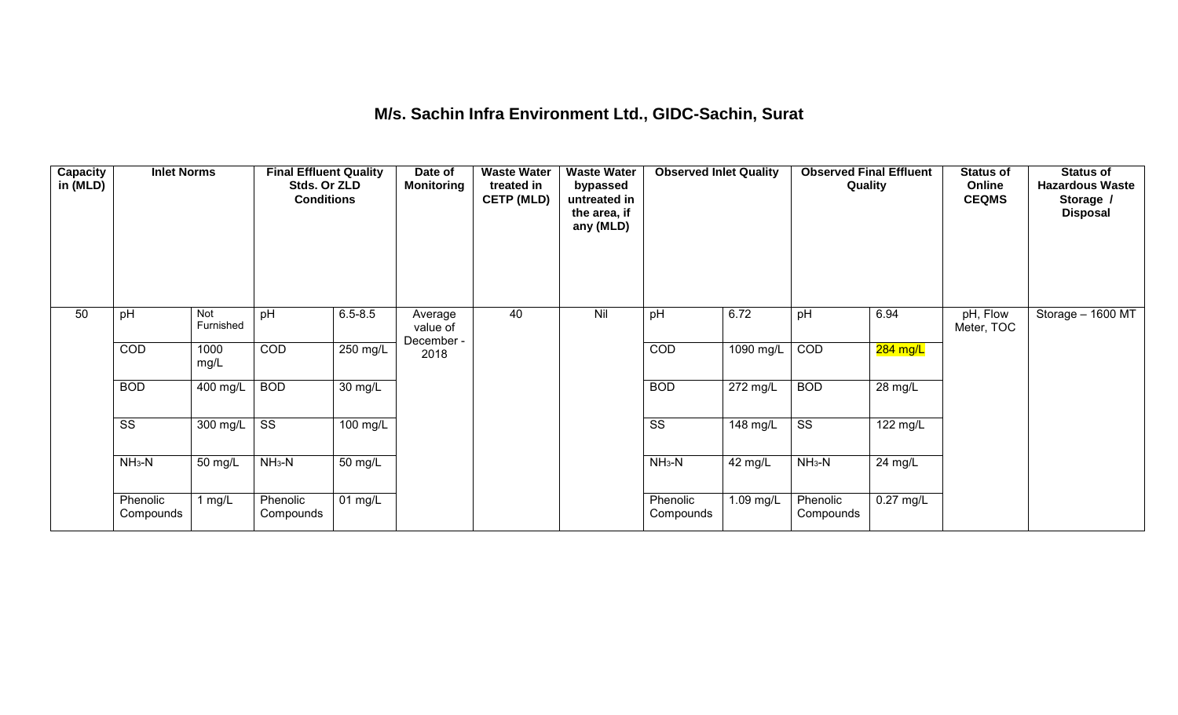## M/s. Sachin Infra Environment Ltd., GIDC-Sachin, Surat

| Capacity in (MLD) | Inlet Norms | | Final Effluent Quality Stds. Or ZLD Conditions | | Date of Monitoring | Waste Water treated in CETP (MLD) | Waste Water bypassed untreated in the area, if any (MLD) | Observed Inlet Quality | | Observed Final Effluent Quality | | Status of Online CEQMS | Status of Hazardous Waste Storage / Disposal |
|---|---|---|---|---|---|---|---|---|---|---|---|---|---|
| 50 | pH | Not Furnished | pH | 6.5-8.5 | Average value of December - 2018 | 40 | Nil | pH | 6.72 | pH | 6.94 | pH, Flow Meter, TOC | Storage – 1600 MT |
| | COD | 1000 mg/L | COD | 250 mg/L | | | | COD | 1090 mg/L | COD | 284 mg/L | | |
| | BOD | 400 mg/L | BOD | 30 mg/L | | | | BOD | 272 mg/L | BOD | 28 mg/L | | |
| | SS | 300 mg/L | SS | 100 mg/L | | | | SS | 148 mg/L | SS | 122 mg/L | | |
| | $NH_3$-N | 50 mg/L | $NH_3$-N | 50 mg/L | | | | $NH_3$-N | 42 mg/L | $NH_3$-N | 24 mg/L | | |
| | Phenolic Compounds | 1 mg/L | Phenolic Compounds | 01 mg/L | | | | Phenolic Compounds | 1.09 mg/L | Phenolic Compounds | 0.27 mg/L | | |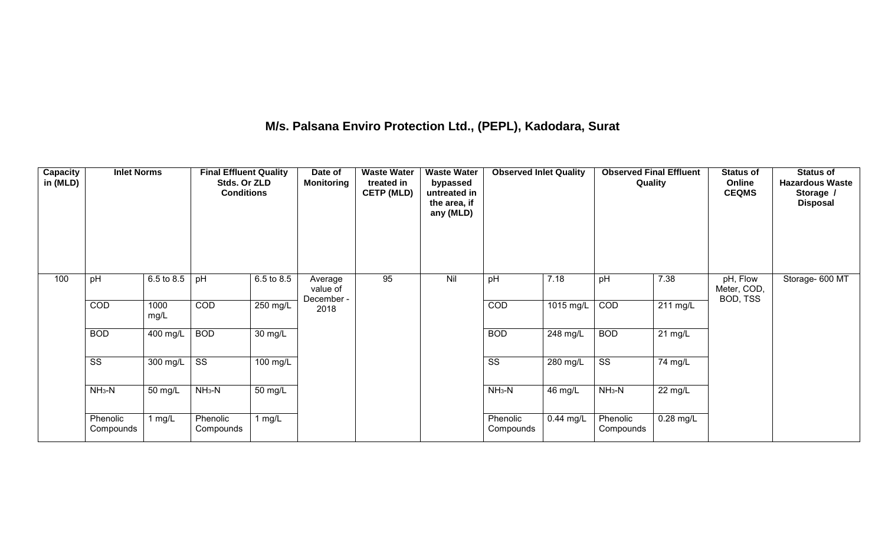# M/s. Palsana Enviro Protection Ltd., (PEPL), Kadodara, Surat

| Capacity in (MLD) | Inlet Norms | | Final Effluent Quality Stds. Or ZLD Conditions | | Date of Monitoring | Waste Water treated in CETP (MLD) | Waste Water bypassed untreated in the area, if any (MLD) | Observed Inlet Quality | | Observed Final Effluent Quality | | Status of Online CEQMS | Status of Hazardous Waste Storage / Disposal |
|---|---|---|---|---|---|---|---|---|---|---|---|---|---|
| 100 | pH | 6.5 to 8.5 | pH | 6.5 to 8.5 | Average value of December - 2018 | 95 | Nil | pH | 7.18 | pH | 7.38 | pH, Flow Meter, COD, BOD, TSS | Storage- 600 MT |
| | COD | 1000 mg/L | COD | 250 mg/L | | | | COD | 1015 mg/L | COD | 211 mg/L | | |
| | BOD | 400 mg/L | BOD | 30 mg/L | | | | BOD | 248 mg/L | BOD | 21 mg/L | | |
| | SS | 300 mg/L | SS | 100 mg/L | | | | SS | 280 mg/L | SS | 74 mg/L | | |
| | $NH_3$-N | 50 mg/L | $NH_3$-N | 50 mg/L | | | | $NH_3$-N | 46 mg/L | $NH_3$-N | 22 mg/L | | |
| | Phenolic Compounds | 1 mg/L | Phenolic Compounds | 1 mg/L | | | | Phenolic Compounds | 0.44 mg/L | Phenolic Compounds | 0.28 mg/L | | |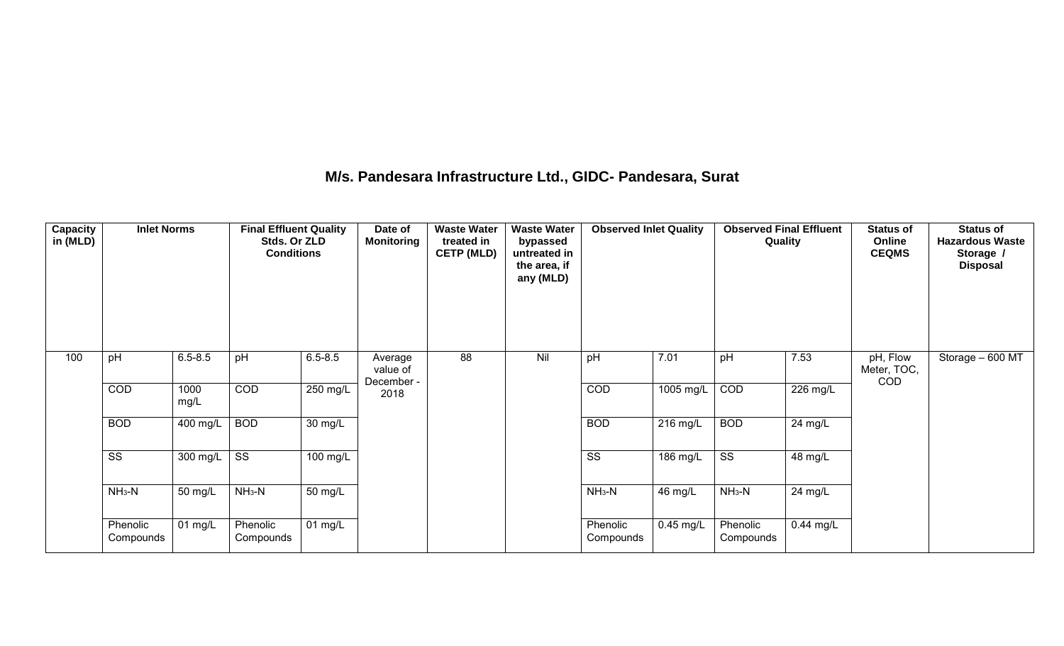## M/s. Pandesara Infrastructure Ltd., GIDC- Pandesara, Surat

| Capacity in (MLD) | Inlet Norms | | Final Effluent Quality Stds. Or ZLD Conditions | | Date of Monitoring | Waste Water treated in CETP (MLD) | Waste Water bypassed untreated in the area, if any (MLD) | Observed Inlet Quality | | Observed Final Effluent Quality | | Status of Online CEQMS | Status of Hazardous Waste Storage / Disposal |
|---|---|---|---|---|---|---|---|---|---|---|---|---|---|
| 100 | pH | 6.5-8.5 | pH | 6.5-8.5 | Average value of December - 2018 | 88 | Nil | pH | 7.01 | pH | 7.53 | pH, Flow Meter, TOC, COD | Storage – 600 MT |
| | COD | 1000 mg/L | COD | 250 mg/L | | | | COD | 1005 mg/L | COD | 226 mg/L | | |
| | BOD | 400 mg/L | BOD | 30 mg/L | | | | BOD | 216 mg/L | BOD | 24 mg/L | | |
| | SS | 300 mg/L | SS | 100 mg/L | | | | SS | 186 mg/L | SS | 48 mg/L | | |
| | $NH_3$-N | 50 mg/L | $NH_3$-N | 50 mg/L | | | | $NH_3$-N | 46 mg/L | $NH_3$-N | 24 mg/L | | |
| | Phenolic Compounds | 01 mg/L | Phenolic Compounds | 01 mg/L | | | | Phenolic Compounds | 0.45 mg/L | Phenolic Compounds | 0.44 mg/L | | |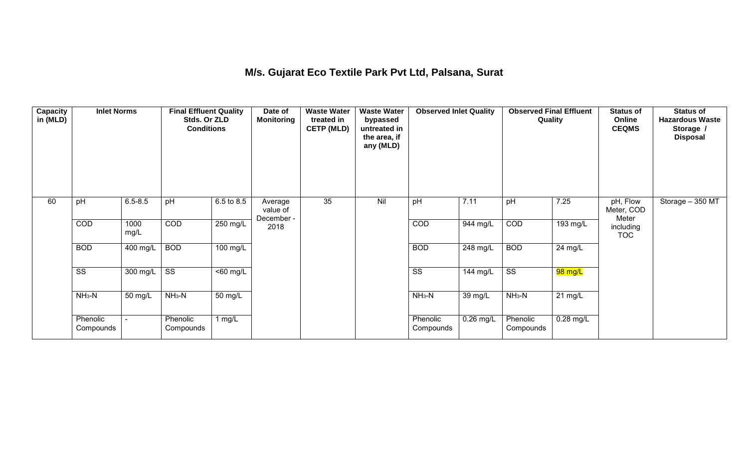# M/s. Gujarat Eco Textile Park Pvt Ltd, Palsana, Surat

| Capacity in (MLD) | Inlet Norms | | Final Effluent Quality Stds. Or ZLD Conditions | | Date of Monitoring | Waste Water treated in CETP (MLD) | Waste Water bypassed untreated in the area, if any (MLD) | Observed Inlet Quality | | Observed Final Effluent Quality | | Status of Online CEQMS | Status of Hazardous Waste Storage / Disposal |
|---|---|---|---|---|---|---|---|---|---|---|---|---|---|
| 60 | pH | 6.5-8.5 | pH | 6.5 to 8.5 | Average value of December - 2018 | 35 | Nil | pH | 7.11 | pH | 7.25 | pH, Flow Meter, COD Meter including TOC | Storage – 350 MT |
| | COD | 1000 mg/L | COD | 250 mg/L | | | | COD | 944 mg/L | COD | 193 mg/L | | |
| | BOD | 400 mg/L | BOD | 100 mg/L | | | | BOD | 248 mg/L | BOD | 24 mg/L | | |
| | SS | 300 mg/L | SS | <60 mg/L | | | | SS | 144 mg/L | SS | 98 mg/L | | |
| | $NH_3$-N | 50 mg/L | $NH_3$-N | 50 mg/L | | | | $NH_3$-N | 39 mg/L | $NH_3$-N | 21 mg/L | | |
| | Phenolic Compounds | - | Phenolic Compounds | 1 mg/L | | | | Phenolic Compounds | 0.26 mg/L | Phenolic Compounds | 0.28 mg/L | | |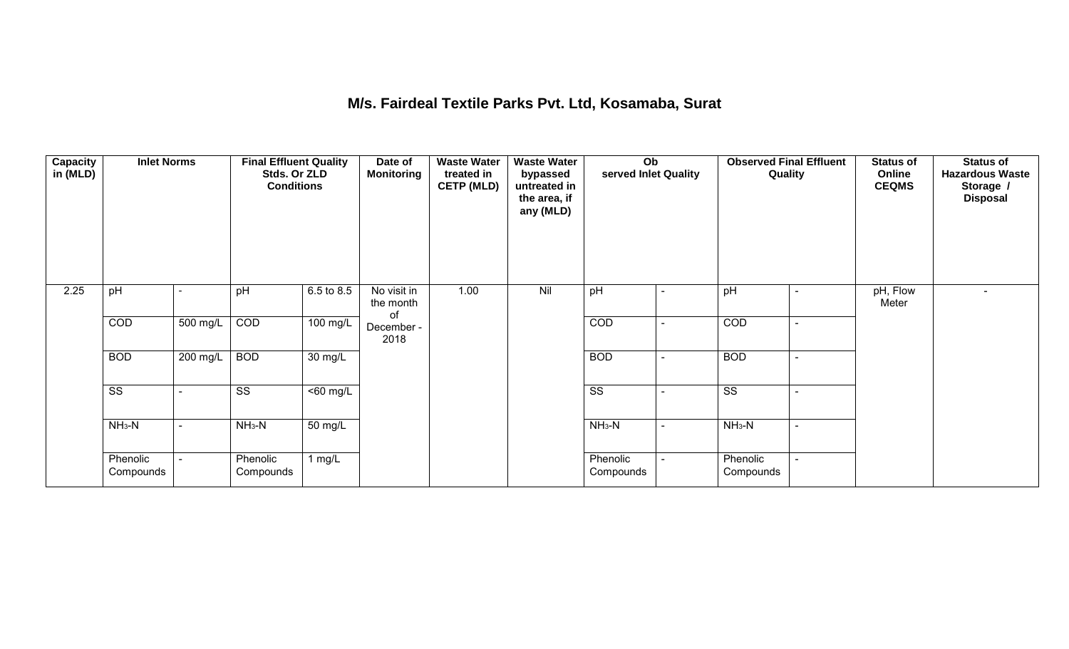# M/s. Fairdeal Textile Parks Pvt. Ltd, Kosamaba, Surat

| Capacity in (MLD) | Inlet Norms | | Final Effluent Quality Stds. Or ZLD Conditions | | Date of Monitoring | Waste Water treated in CETP (MLD) | Waste Water bypassed untreated in the area, if any (MLD) | Observed Inlet Quality | | Observed Final Effluent Quality | | Status of Online CEQMS | Status of Hazardous Waste Storage / Disposal |
|---|---|---|---|---|---|---|---|---|---|---|---|---|---|
| 2.25 | pH | - | pH | 6.5 to 8.5 | No visit in the month of December - 2018 | 1.00 | Nil | pH | - | pH | - | pH, Flow Meter | - |
| | COD | 500 mg/L | COD | 100 mg/L | | | | COD | - | COD | - | | |
| | BOD | 200 mg/L | BOD | 30 mg/L | | | | BOD | - | BOD | - | | |
| | SS | - | SS | <60 mg/L | | | | SS | - | SS | - | | |
| | $NH_3$-N | - | $NH_3$-N | 50 mg/L | | | | $NH_3$-N | - | $NH_3$-N | - | | |
| | Phenolic Compounds | - | Phenolic Compounds | 1 mg/L | | | | Phenolic Compounds | - | Phenolic Compounds | - | | |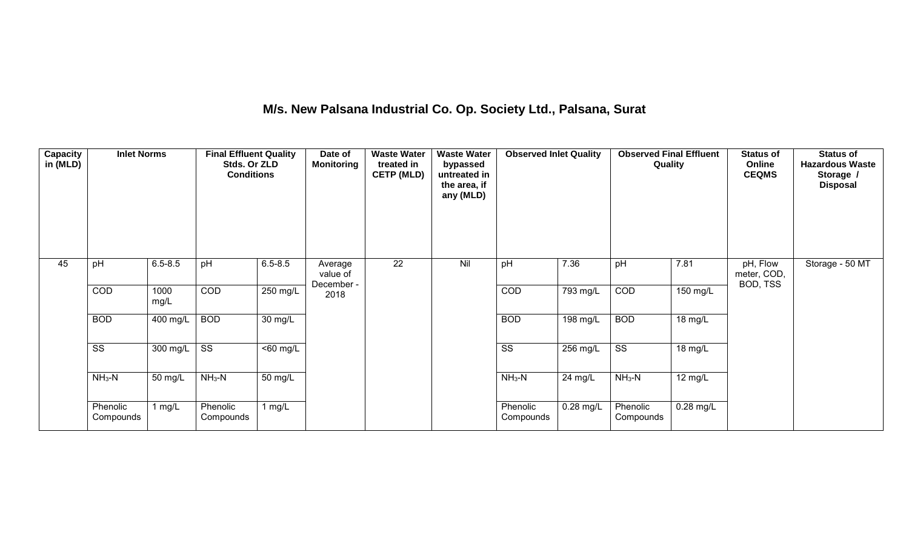## M/s. New Palsana Industrial Co. Op. Society Ltd., Palsana, Surat

| Capacity in (MLD) | Inlet Norms | | Final Effluent Quality Stds. Or ZLD Conditions | | Date of Monitoring | Waste Water treated in CETP (MLD) | Waste Water bypassed untreated in the area, if any (MLD) | Observed Inlet Quality | | Observed Final Effluent Quality | | Status of Online CEQMS | Status of Hazardous Waste Storage / Disposal |
|---|---|---|---|---|---|---|---|---|---|---|---|---|---|
| 45 | pH | 6.5-8.5 | pH | 6.5-8.5 | Average value of December - 2018 | 22 | Nil | pH | 7.36 | pH | 7.81 | pH, Flow meter, COD, BOD, TSS | Storage - 50 MT |
| | COD | 1000 mg/L | COD | 250 mg/L | | | | COD | 793 mg/L | COD | 150 mg/L | | |
| | BOD | 400 mg/L | BOD | 30 mg/L | | | | BOD | 198 mg/L | BOD | 18 mg/L | | |
| | SS | 300 mg/L | SS | <60 mg/L | | | | SS | 256 mg/L | SS | 18 mg/L | | |
| | $NH_3$-N | 50 mg/L | $NH_3$-N | 50 mg/L | | | | $NH_3$-N | 24 mg/L | $NH_3$-N | 12 mg/L | | |
| | Phenolic Compounds | 1 mg/L | Phenolic Compounds | 1 mg/L | | | | Phenolic Compounds | 0.28 mg/L | Phenolic Compounds | 0.28 mg/L | | |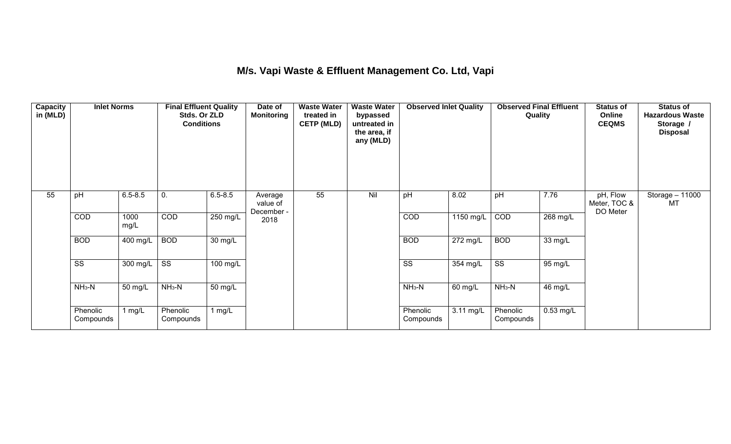# M/s. Vapi Waste & Effluent Management Co. Ltd, Vapi

| Capacity in (MLD) | Inlet Norms | | Final Effluent Quality Stds. Or ZLD Conditions | | Date of Monitoring | Waste Water treated in CETP (MLD) | Waste Water bypassed untreated in the area, if any (MLD) | Observed Inlet Quality | | Observed Final Effluent Quality | | Status of Online CEQMS | Status of Hazardous Waste Storage / Disposal |
|---|---|---|---|---|---|---|---|---|---|---|---|---|---|
| 55 | pH | 6.5-8.5 | 0. | 6.5-8.5 | Average value of December - 2018 | 55 | Nil | pH | 8.02 | pH | 7.76 | pH, Flow Meter, TOC & DO Meter | Storage – 11000 MT |
| | COD | 1000 mg/L | COD | 250 mg/L | | | | COD | 1150 mg/L | COD | 268 mg/L | | |
| | BOD | 400 mg/L | BOD | 30 mg/L | | | | BOD | 272 mg/L | BOD | 33 mg/L | | |
| | SS | 300 mg/L | SS | 100 mg/L | | | | SS | 354 mg/L | SS | 95 mg/L | | |
| | $NH_3$-N | 50 mg/L | $NH_3$-N | 50 mg/L | | | | $NH_3$-N | 60 mg/L | $NH_3$-N | 46 mg/L | | |
| | Phenolic Compounds | 1 mg/L | Phenolic Compounds | 1 mg/L | | | | Phenolic Compounds | 3.11 mg/L | Phenolic Compounds | 0.53 mg/L | | |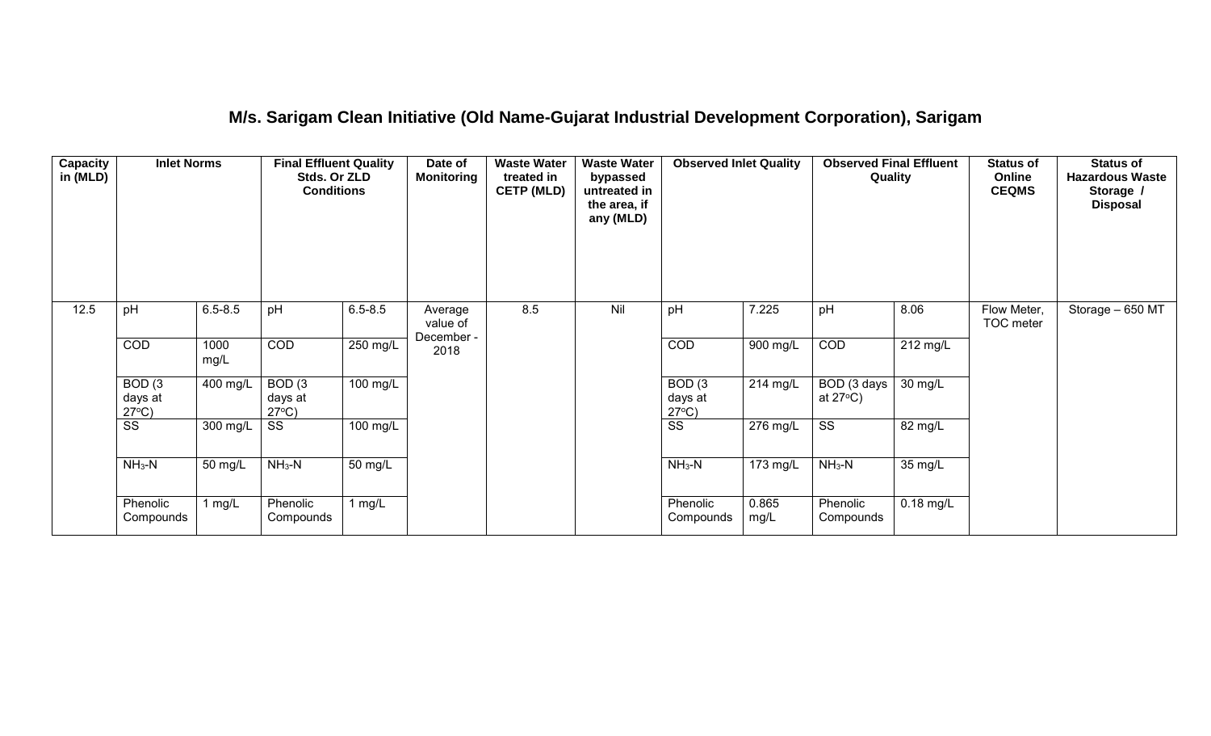## M/s. Sarigam Clean Initiative (Old Name-Gujarat Industrial Development Corporation), Sarigam

| Capacity in (MLD) | Inlet Norms | | Final Effluent Quality Stds. Or ZLD Conditions | | Date of Monitoring | Waste Water treated in CETP (MLD) | Waste Water bypassed untreated in the area, if any (MLD) | Observed Inlet Quality | | Observed Final Effluent Quality | | Status of Online CEQMS | Status of Hazardous Waste Storage / Disposal |
|---|---|---|---|---|---|---|---|---|---|---|---|---|---|
| 12.5 | pH | 6.5-8.5 | pH | 6.5-8.5 | Average value of December - 2018 | 8.5 | Nil | pH | 7.225 | pH | 8.06 | Flow Meter, TOC meter | Storage – 650 MT |
| | COD | 1000 mg/L | COD | 250 mg/L | | | | COD | 900 mg/L | COD | 212 mg/L | | |
| | BOD (3 days at 27°C) | 400 mg/L | BOD (3 days at 27°C) | 100 mg/L | | | | BOD (3 days at 27°C) | 214 mg/L | BOD (3 days at 27°C) | 30 mg/L | | |
| | SS | 300 mg/L | SS | 100 mg/L | | | | SS | 276 mg/L | SS | 82 mg/L | | |
| | $NH_3$-N | 50 mg/L | $NH_3$-N | 50 mg/L | | | | $NH_3$-N | 173 mg/L | $NH_3$-N | 35 mg/L | | |
| | Phenolic Compounds | 1 mg/L | Phenolic Compounds | 1 mg/L | | | | Phenolic Compounds | 0.865 mg/L | Phenolic Compounds | 0.18 mg/L | | |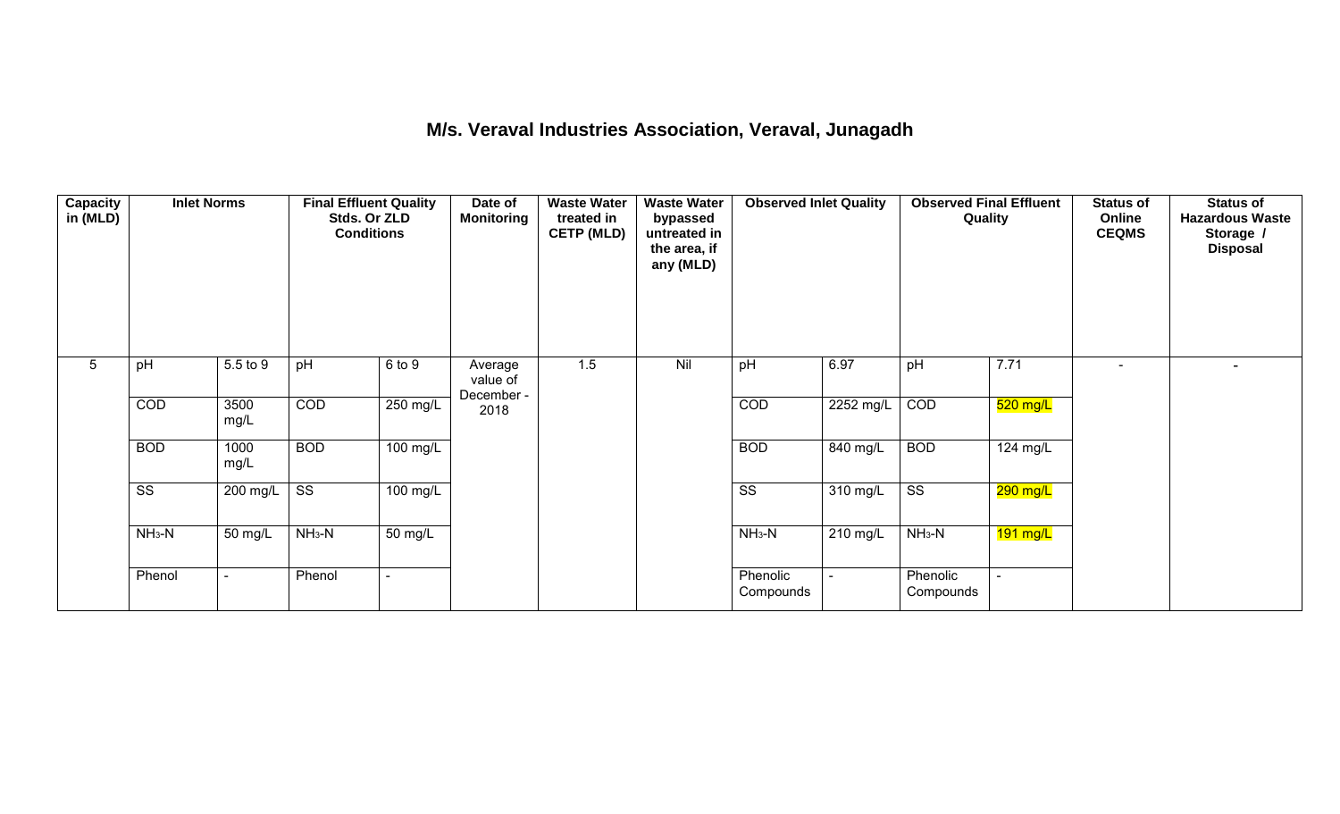# M/s. Veraval Industries Association, Veraval, Junagadh

| Capacity in (MLD) | Inlet Norms | | Final Effluent Quality Stds. Or ZLD Conditions | | Date of Monitoring | Waste Water treated in CETP (MLD) | Waste Water bypassed untreated in the area, if any (MLD) | Observed Inlet Quality | | Observed Final Effluent Quality | | Status of Online CEQMS | Status of Hazardous Waste Storage / Disposal |
|---|---|---|---|---|---|---|---|---|---|---|---|---|---|
| 5 | pH | 5.5 to 9 | pH | 6 to 9 | Average value of December - 2018 | 1.5 | Nil | pH | 6.97 | pH | 7.71 | - | - |
| | COD | 3500 mg/L | COD | 250 mg/L | | | | COD | 2252 mg/L | COD | 520 mg/L | | |
| | BOD | 1000 mg/L | BOD | 100 mg/L | | | | BOD | 840 mg/L | BOD | 124 mg/L | | |
| | SS | 200 mg/L | SS | 100 mg/L | | | | SS | 310 mg/L | SS | 290 mg/L | | |
| | $NH_3$-N | 50 mg/L | $NH_3$-N | 50 mg/L | | | | $NH_3$-N | 210 mg/L | $NH_3$-N | 191 mg/L | | |
| | Phenol | - | Phenol | - | | | | Phenolic Compounds | - | Phenolic Compounds | - | | |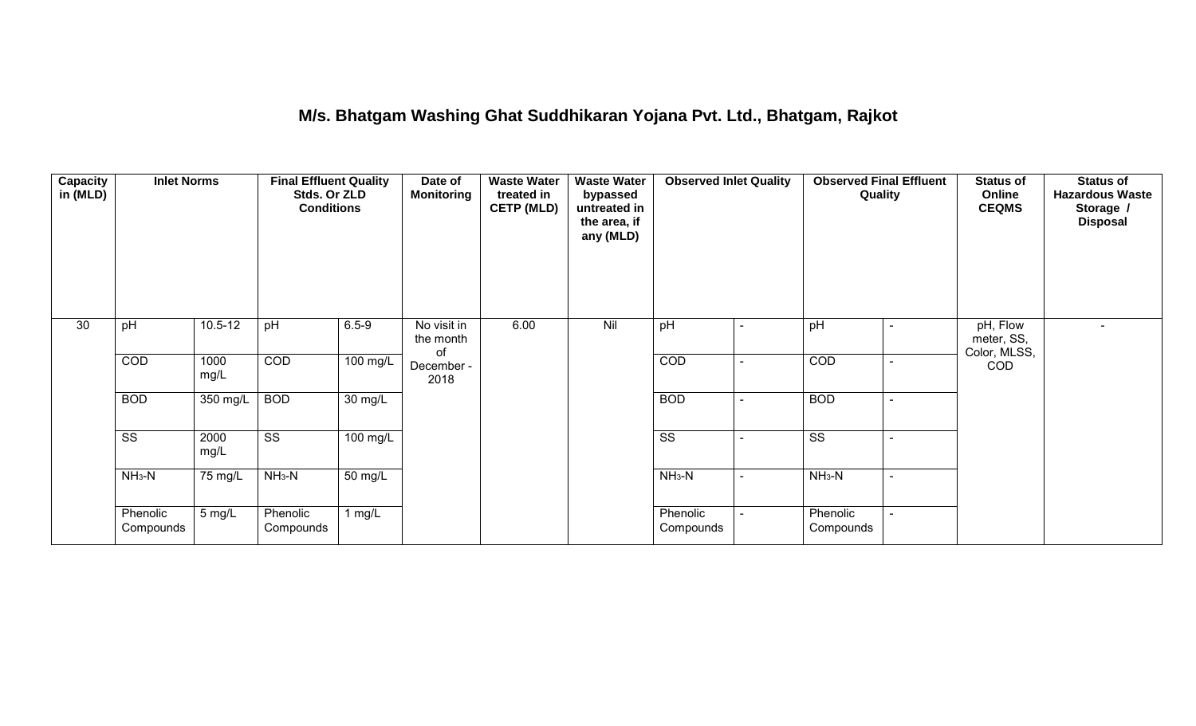# M/s. Bhatgam Washing Ghat Suddhikaran Yojana Pvt. Ltd., Bhatgam, Rajkot

| Capacity in (MLD) | Inlet Norms | | Final Effluent Quality Stds. Or ZLD Conditions | | Date of Monitoring | Waste Water treated in CETP (MLD) | Waste Water bypassed untreated in the area, if any (MLD) | Observed Inlet Quality | | Observed Final Effluent Quality | | Status of Online CEQMS | Status of Hazardous Waste Storage / Disposal |
|---|---|---|---|---|---|---|---|---|---|---|---|---|---|
| 30 | pH | 10.5-12 | pH | 6.5-9 | No visit in the month of December - 2018 | 6.00 | Nil | pH | - | pH | - | pH, Flow meter, SS, Color, MLSS, COD | - |
| | COD | 1000 mg/L | COD | 100 mg/L | | | | COD | - | COD | - | | |
| | BOD | 350 mg/L | BOD | 30 mg/L | | | | BOD | - | BOD | - | | |
| | SS | 2000 mg/L | SS | 100 mg/L | | | | SS | - | SS | - | | |
| | $NH_3$-N | 75 mg/L | $NH_3$-N | 50 mg/L | | | | $NH_3$-N | - | $NH_3$-N | - | | |
| | Phenolic Compounds | 5 mg/L | Phenolic Compounds | 1 mg/L | | | | Phenolic Compounds | - | Phenolic Compounds | - | | |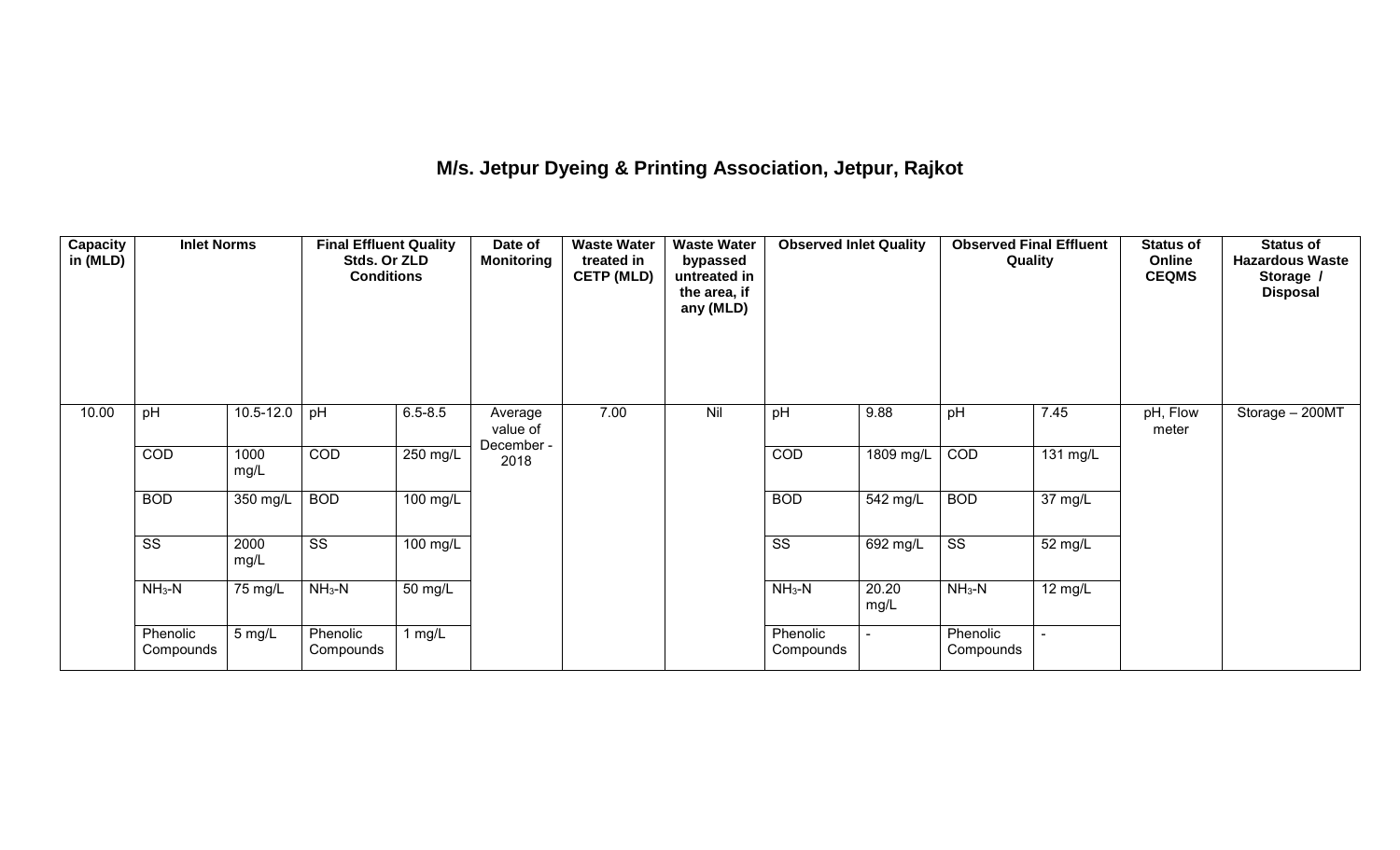# M/s. Jetpur Dyeing & Printing Association, Jetpur, Rajkot

| Capacity in (MLD) | Inlet Norms | | Final Effluent Quality Stds. Or ZLD Conditions | | Date of Monitoring | Waste Water treated in CETP (MLD) | Waste Water bypassed untreated in the area, if any (MLD) | Observed Inlet Quality | | Observed Final Effluent Quality | | Status of Online CEQMS | Status of Hazardous Waste Storage / Disposal |
|---|---|---|---|---|---|---|---|---|---|---|---|---|---|
| 10.00 | pH | 10.5-12.0 | pH | 6.5-8.5 | Average value of December - 2018 | 7.00 | Nil | pH | 9.88 | pH | 7.45 | pH, Flow meter | Storage – 200MT |
| | COD | 1000 mg/L | COD | 250 mg/L | | | | COD | 1809 mg/L | COD | 131 mg/L | | |
| | BOD | 350 mg/L | BOD | 100 mg/L | | | | BOD | 542 mg/L | BOD | 37 mg/L | | |
| | SS | 2000 mg/L | SS | 100 mg/L | | | | SS | 692 mg/L | SS | 52 mg/L | | |
| | $NH_3$-N | 75 mg/L | $NH_3$-N | 50 mg/L | | | | $NH_3$-N | 20.20 mg/L | $NH_3$-N | 12 mg/L | | |
| | Phenolic Compounds | 5 mg/L | Phenolic Compounds | 1 mg/L | | | | Phenolic Compounds | - | Phenolic Compounds | - | | |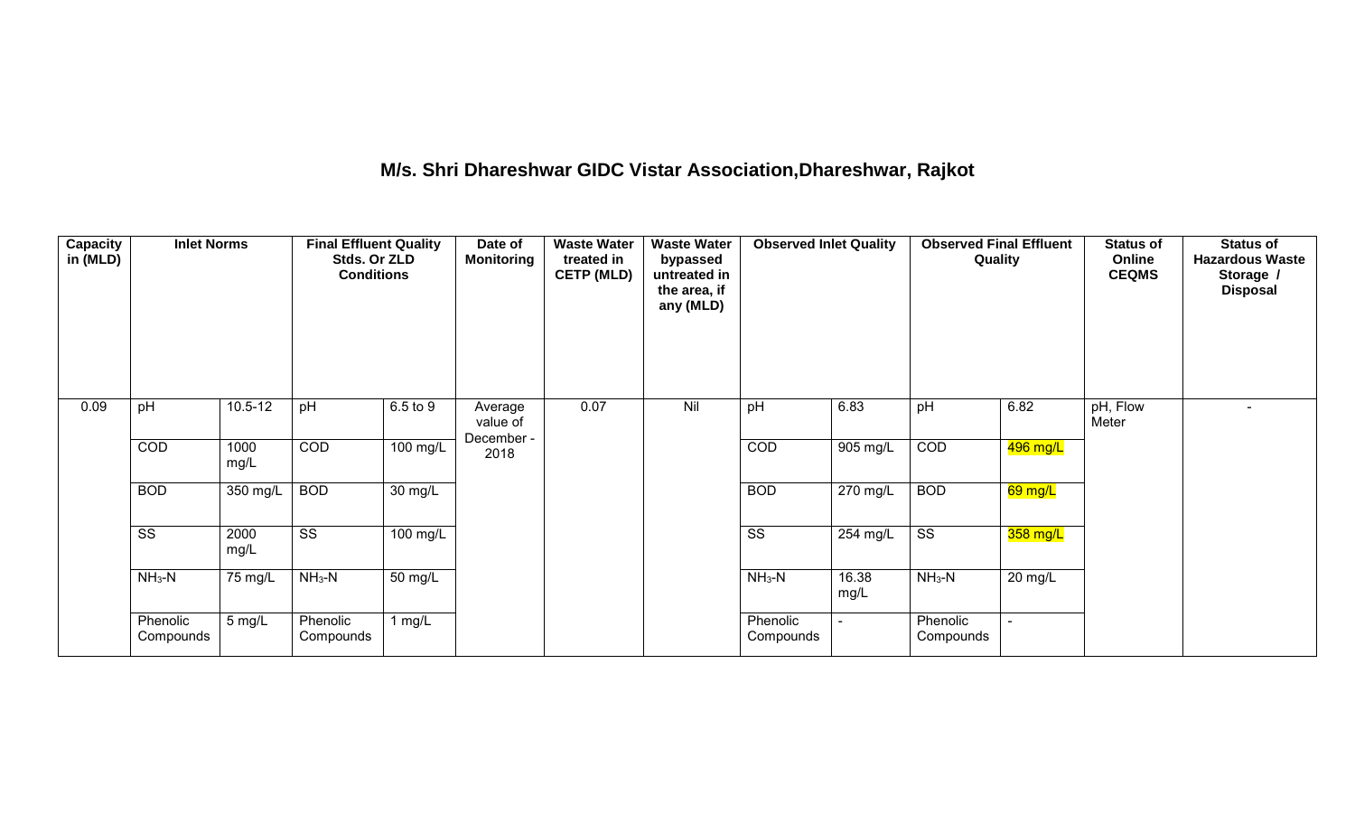# M/s. Shri Dhareshwar GIDC Vistar Association,Dhareshwar, Rajkot

| Capacity in (MLD) | Inlet Norms | | Final Effluent Quality Stds. Or ZLD Conditions | | Date of Monitoring | Waste Water treated in CETP (MLD) | Waste Water bypassed untreated in the area, if any (MLD) | Observed Inlet Quality | | Observed Final Effluent Quality | | Status of Online CEQMS | Status of Hazardous Waste Storage / Disposal |
|---|---|---|---|---|---|---|---|---|---|---|---|---|---|
| 0.09 | pH | 10.5-12 | pH | 6.5 to 9 | Average value of December - 2018 | 0.07 | Nil | pH | 6.83 | pH | 6.82 | pH, Flow Meter | - |
| | COD | 1000 mg/L | COD | 100 mg/L | | | | COD | 905 mg/L | COD | 496 mg/L | | |
| | BOD | 350 mg/L | BOD | 30 mg/L | | | | BOD | 270 mg/L | BOD | 69 mg/L | | |
| | SS | 2000 mg/L | SS | 100 mg/L | | | | SS | 254 mg/L | SS | 358 mg/L | | |
| | $NH_3$-N | 75 mg/L | $NH_3$-N | 50 mg/L | | | | $NH_3$-N | 16.38 mg/L | $NH_3$-N | 20 mg/L | | |
| | Phenolic Compounds | 5 mg/L | Phenolic Compounds | 1 mg/L | | | | Phenolic Compounds | - | Phenolic Compounds | - | | |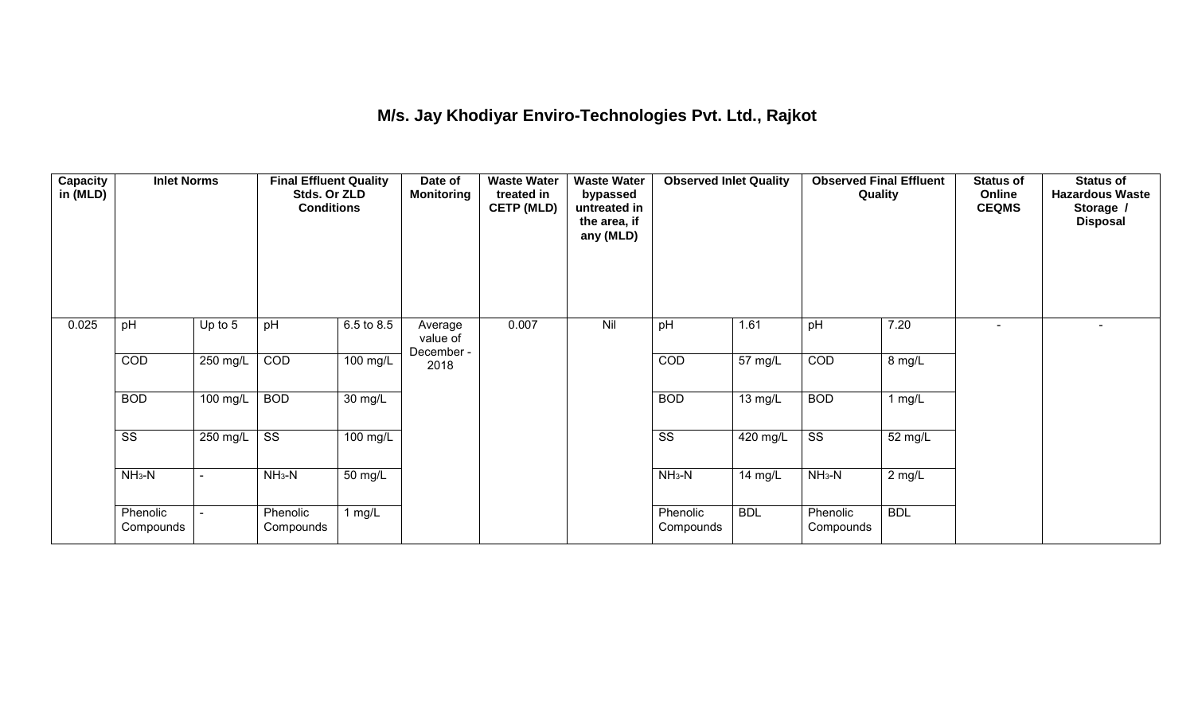## M/s. Jay Khodiyar Enviro-Technologies Pvt. Ltd., Rajkot

| Capacity in (MLD) | Inlet Norms | | Final Effluent Quality Stds. Or ZLD Conditions | | Date of Monitoring | Waste Water treated in CETP (MLD) | Waste Water bypassed untreated in the area, if any (MLD) | Observed Inlet Quality | | Observed Final Effluent Quality | | Status of Online CEQMS | Status of Hazardous Waste Storage / Disposal |
|---|---|---|---|---|---|---|---|---|---|---|---|---|---|
| 0.025 | pH | Up to 5 | pH | 6.5 to 8.5 | Average value of December - 2018 | 0.007 | Nil | pH | 1.61 | pH | 7.20 | - | - |
| | COD | 250 mg/L | COD | 100 mg/L | | | | COD | 57 mg/L | COD | 8 mg/L | | |
| | BOD | 100 mg/L | BOD | 30 mg/L | | | | BOD | 13 mg/L | BOD | 1 mg/L | | |
| | SS | 250 mg/L | SS | 100 mg/L | | | | SS | 420 mg/L | SS | 52 mg/L | | |
| | $NH_3$-N | - | $NH_3$-N | 50 mg/L | | | | $NH_3$-N | 14 mg/L | $NH_3$-N | 2 mg/L | | |
| | Phenolic Compounds | - | Phenolic Compounds | 1 mg/L | | | | Phenolic Compounds | BDL | Phenolic Compounds | BDL | | |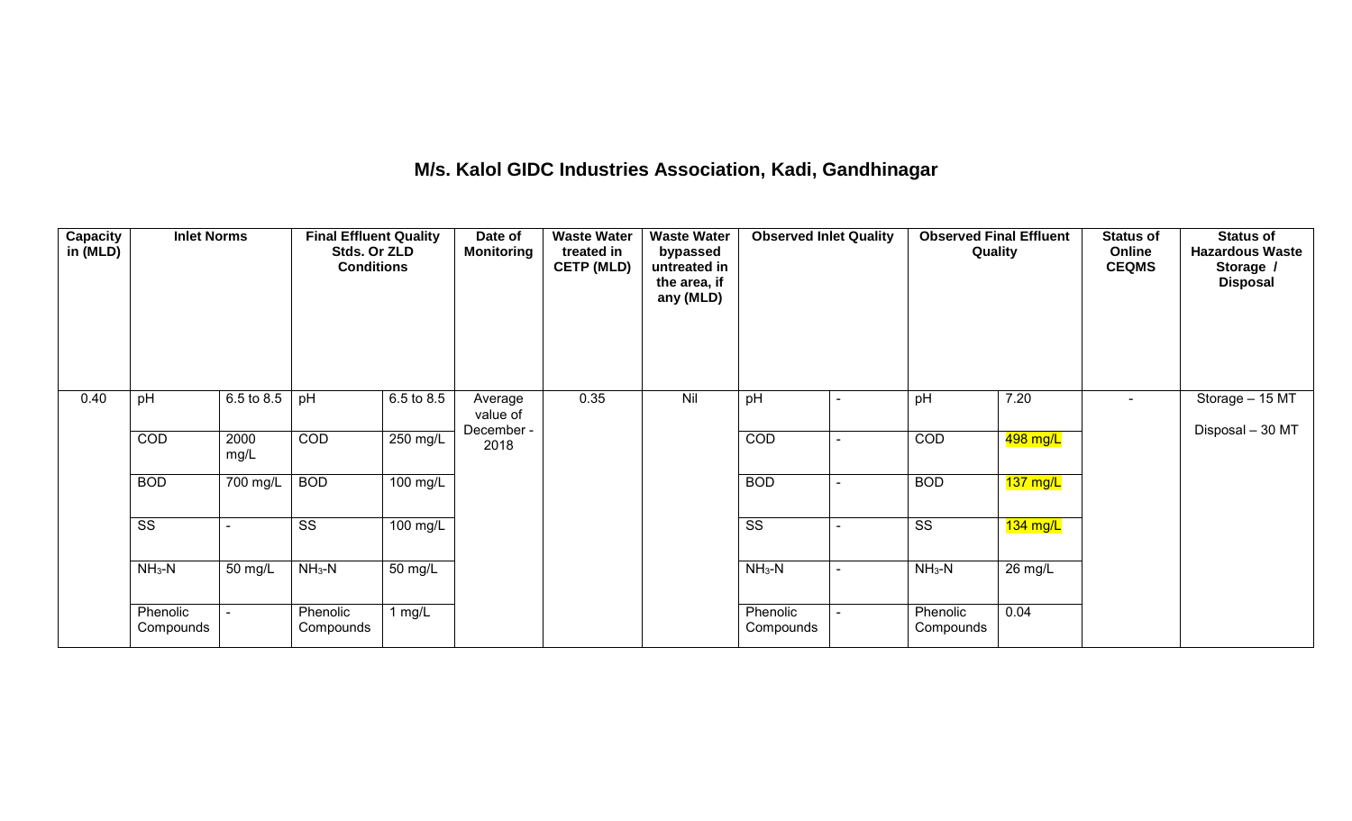# M/s. Kalol GIDC Industries Association, Kadi, Gandhinagar

| Capacity in (MLD) | Inlet Norms | | Final Effluent Quality Stds. Or ZLD Conditions | | Date of Monitoring | Waste Water treated in CETP (MLD) | Waste Water bypassed untreated in the area, if any (MLD) | Observed Inlet Quality | | Observed Final Effluent Quality | | Status of Online CEQMS | Status of Hazardous Waste Storage / Disposal |
|---|---|---|---|---|---|---|---|---|---|---|---|---|---|
| 0.40 | pH | 6.5 to 8.5 | pH | 6.5 to 8.5 | Average value of December - 2018 | 0.35 | Nil | pH | - | pH | 7.20 | - | Storage – 15 MT<br>Disposal – 30 MT |
| | COD | 2000 mg/L | COD | 250 mg/L | | | | COD | - | COD | 498 mg/L | | |
| | BOD | 700 mg/L | BOD | 100 mg/L | | | | BOD | - | BOD | 137 mg/L | | |
| | SS | - | SS | 100 mg/L | | | | SS | - | SS | 134 mg/L | | |
| | $NH_3$-N | 50 mg/L | $NH_3$-N | 50 mg/L | | | | $NH_3$-N | - | $NH_3$-N | 26 mg/L | | |
| | Phenolic Compounds | - | Phenolic Compounds | 1 mg/L | | | | Phenolic Compounds | - | Phenolic Compounds | 0.04 | | |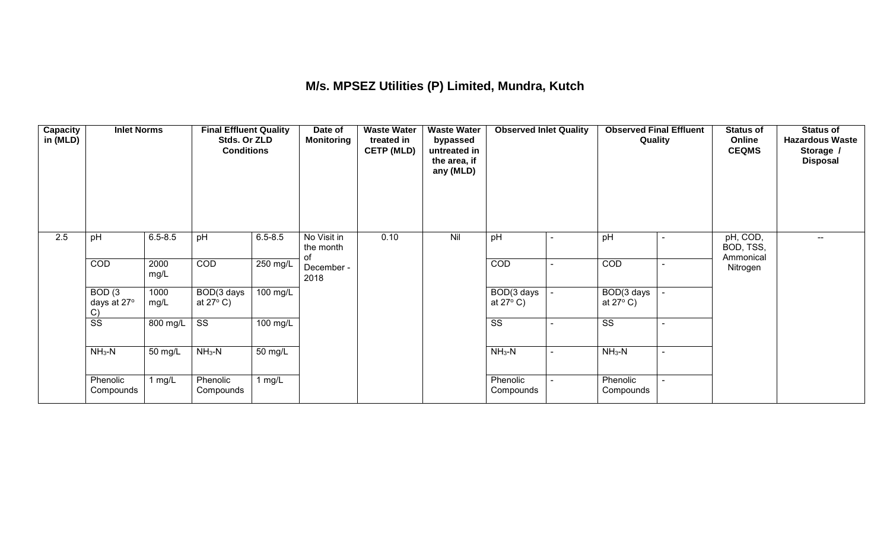## M/s. MPSEZ Utilities (P) Limited, Mundra, Kutch

| Capacity in (MLD) | Inlet Norms | | Final Effluent Quality Stds. Or ZLD Conditions | | Date of Monitoring | Waste Water treated in CETP (MLD) | Waste Water bypassed untreated in the area, if any (MLD) | Observed Inlet Quality | | Observed Final Effluent Quality | | Status of Online CEQMS | Status of Hazardous Waste Storage / Disposal |
|---|---|---|---|---|---|---|---|---|---|---|---|---|---|
| 2.5 | pH | 6.5-8.5 | pH | 6.5-8.5 | No Visit in the month of December - 2018 | 0.10 | Nil | pH | - | pH | - | pH, COD, BOD, TSS, Ammonical Nitrogen | -- |
| | COD | 2000 mg/L | COD | 250 mg/L | | | | COD | - | COD | - | | |
| | BOD (3 days at 27° C) | 1000 mg/L | BOD(3 days at 27° C) | 100 mg/L | | | | BOD(3 days at 27° C) | - | BOD(3 days at 27° C) | - | | |
| | SS | 800 mg/L | SS | 100 mg/L | | | | SS | - | SS | - | | |
| | $NH_3$-N | 50 mg/L | $NH_3$-N | 50 mg/L | | | | $NH_3$-N | - | $NH_3$-N | - | | |
| | Phenolic Compounds | 1 mg/L | Phenolic Compounds | 1 mg/L | | | | Phenolic Compounds | - | Phenolic Compounds | - | | |